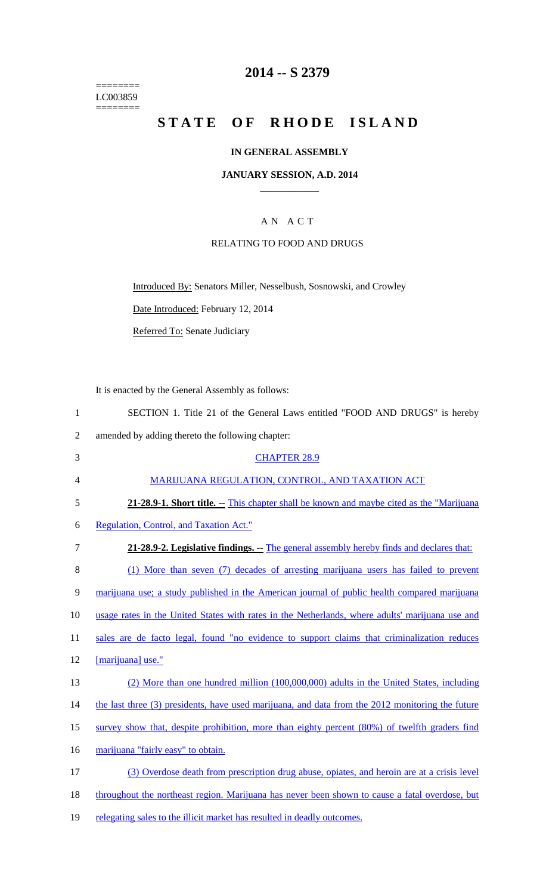========
LC003859
========

# 2014 -- S 2379

# STATE OF RHODE ISLAND

## IN GENERAL ASSEMBLY

### JANUARY SESSION, A.D. 2014

____________

A N A C T

RELATING TO FOOD AND DRUGS

Introduced By: Senators Miller, Nesselbush, Sosnowski, and Crowley

Date Introduced: February 12, 2014

Referred To: Senate Judiciary

It is enacted by the General Assembly as follows:

1 SECTION 1. Title 21 of the General Laws entitled "FOOD AND DRUGS" is hereby
2 amended by adding thereto the following chapter:
3 CHAPTER 28.9
4 MARIJUANA REGULATION, CONTROL, AND TAXATION ACT
5 **21-28.9-1. Short title. --** This chapter shall be known and maybe cited as the "Marijuana
6 Regulation, Control, and Taxation Act."
7 **21-28.9-2. Legislative findings. --** The general assembly hereby finds and declares that:
8 (1) More than seven (7) decades of arresting marijuana users has failed to prevent
9 marijuana use; a study published in the American journal of public health compared marijuana
10 usage rates in the United States with rates in the Netherlands, where adults' marijuana use and
11 sales are de facto legal, found "no evidence to support claims that criminalization reduces
12 [marijuana] use."
13 (2) More than one hundred million (100,000,000) adults in the United States, including
14 the last three (3) presidents, have used marijuana, and data from the 2012 monitoring the future
15 survey show that, despite prohibition, more than eighty percent (80%) of twelfth graders find
16 marijuana "fairly easy" to obtain.
17 (3) Overdose death from prescription drug abuse, opiates, and heroin are at a crisis level
18 throughout the northeast region. Marijuana has never been shown to cause a fatal overdose, but
19 relegating sales to the illicit market has resulted in deadly outcomes.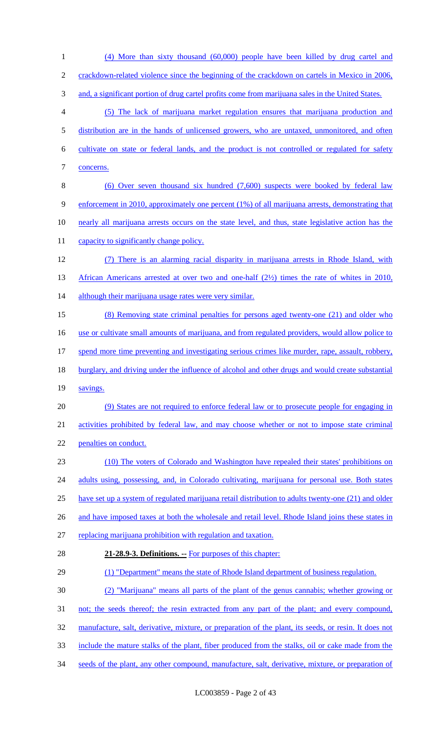(4) More than sixty thousand (60,000) people have been killed by drug cartel and crackdown-related violence since the beginning of the crackdown on cartels in Mexico in 2006, and, a significant portion of drug cartel profits come from marijuana sales in the United States.

(5) The lack of marijuana market regulation ensures that marijuana production and distribution are in the hands of unlicensed growers, who are untaxed, unmonitored, and often cultivate on state or federal lands, and the product is not controlled or regulated for safety concerns.

(6) Over seven thousand six hundred (7,600) suspects were booked by federal law enforcement in 2010, approximately one percent (1%) of all marijuana arrests, demonstrating that nearly all marijuana arrests occurs on the state level, and thus, state legislative action has the capacity to significantly change policy.

(7) There is an alarming racial disparity in marijuana arrests in Rhode Island, with African Americans arrested at over two and one-half (2½) times the rate of whites in 2010, although their marijuana usage rates were very similar.

(8) Removing state criminal penalties for persons aged twenty-one (21) and older who use or cultivate small amounts of marijuana, and from regulated providers, would allow police to spend more time preventing and investigating serious crimes like murder, rape, assault, robbery, burglary, and driving under the influence of alcohol and other drugs and would create substantial savings.

(9) States are not required to enforce federal law or to prosecute people for engaging in activities prohibited by federal law, and may choose whether or not to impose state criminal penalties on conduct.

(10) The voters of Colorado and Washington have repealed their states' prohibitions on adults using, possessing, and, in Colorado cultivating, marijuana for personal use. Both states have set up a system of regulated marijuana retail distribution to adults twenty-one (21) and older and have imposed taxes at both the wholesale and retail level. Rhode Island joins these states in replacing marijuana prohibition with regulation and taxation.

**21-28.9-3. Definitions. --** For purposes of this chapter:

(1) "Department" means the state of Rhode Island department of business regulation.

(2) "Marijuana" means all parts of the plant of the genus cannabis; whether growing or not; the seeds thereof; the resin extracted from any part of the plant; and every compound, manufacture, salt, derivative, mixture, or preparation of the plant, its seeds, or resin. It does not include the mature stalks of the plant, fiber produced from the stalks, oil or cake made from the seeds of the plant, any other compound, manufacture, salt, derivative, mixture, or preparation of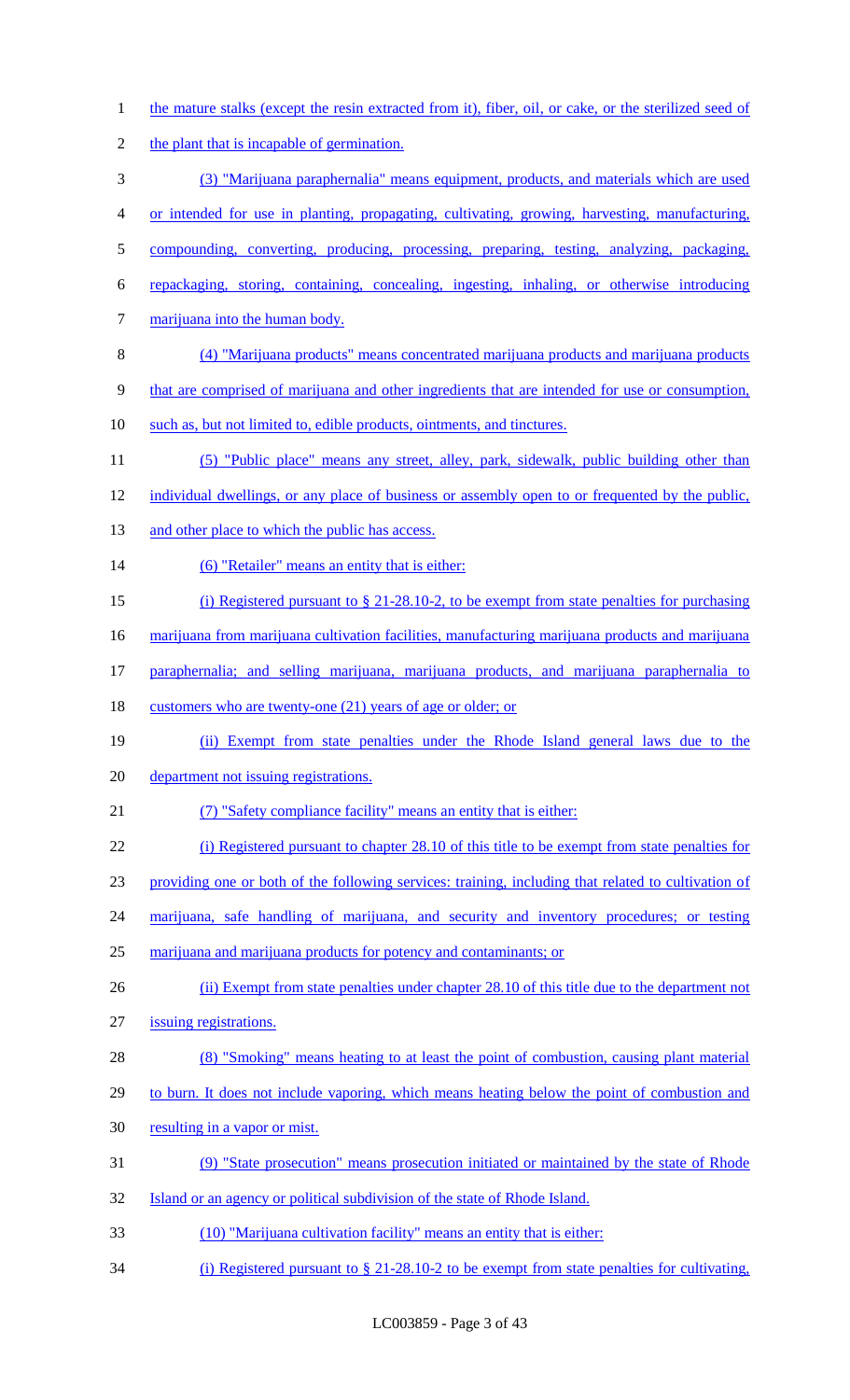the mature stalks (except the resin extracted from it), fiber, oil, or cake, or the sterilized seed of the plant that is incapable of germination.

(3) "Marijuana paraphernalia" means equipment, products, and materials which are used or intended for use in planting, propagating, cultivating, growing, harvesting, manufacturing, compounding, converting, producing, processing, preparing, testing, analyzing, packaging, repackaging, storing, containing, concealing, ingesting, inhaling, or otherwise introducing marijuana into the human body.

(4) "Marijuana products" means concentrated marijuana products and marijuana products that are comprised of marijuana and other ingredients that are intended for use or consumption, such as, but not limited to, edible products, ointments, and tinctures.

(5) "Public place" means any street, alley, park, sidewalk, public building other than individual dwellings, or any place of business or assembly open to or frequented by the public, and other place to which the public has access.

(6) "Retailer" means an entity that is either:

(i) Registered pursuant to § 21-28.10-2, to be exempt from state penalties for purchasing marijuana from marijuana cultivation facilities, manufacturing marijuana products and marijuana paraphernalia; and selling marijuana, marijuana products, and marijuana paraphernalia to customers who are twenty-one (21) years of age or older; or

(ii) Exempt from state penalties under the Rhode Island general laws due to the department not issuing registrations.

(7) "Safety compliance facility" means an entity that is either:

(i) Registered pursuant to chapter 28.10 of this title to be exempt from state penalties for providing one or both of the following services: training, including that related to cultivation of marijuana, safe handling of marijuana, and security and inventory procedures; or testing marijuana and marijuana products for potency and contaminants; or

(ii) Exempt from state penalties under chapter 28.10 of this title due to the department not issuing registrations.

(8) "Smoking" means heating to at least the point of combustion, causing plant material to burn. It does not include vaporing, which means heating below the point of combustion and resulting in a vapor or mist.

(9) "State prosecution" means prosecution initiated or maintained by the state of Rhode Island or an agency or political subdivision of the state of Rhode Island.

(10) "Marijuana cultivation facility" means an entity that is either:

(i) Registered pursuant to § 21-28.10-2 to be exempt from state penalties for cultivating,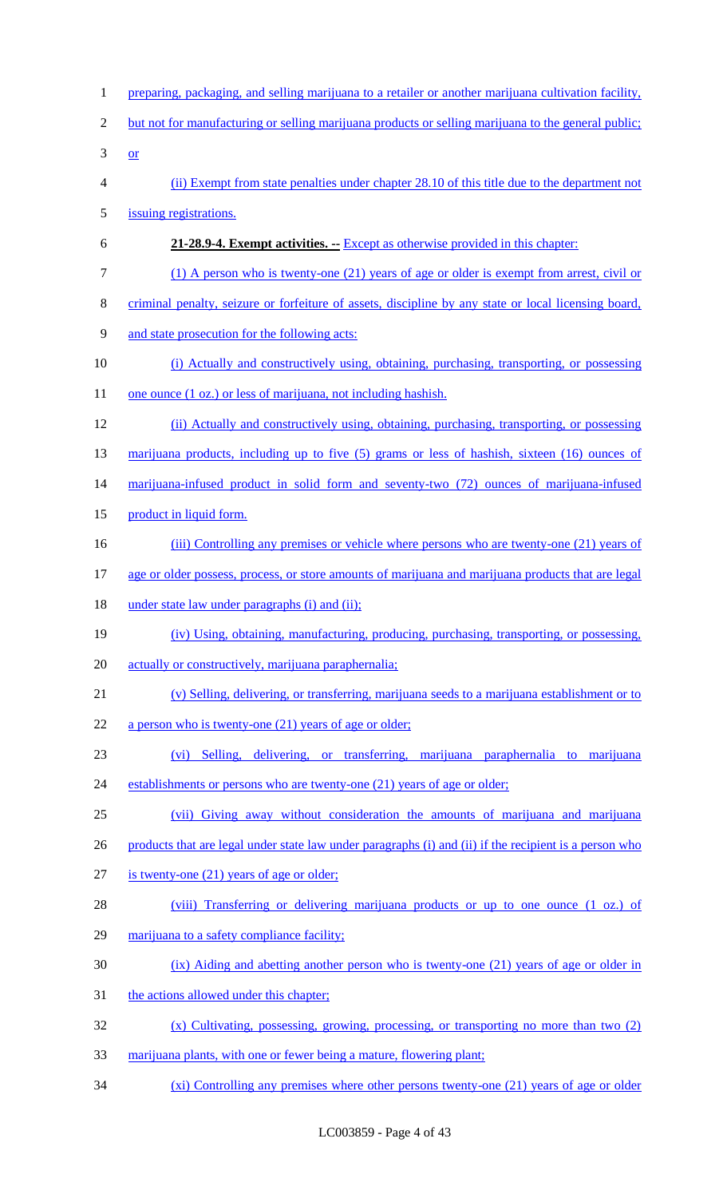preparing, packaging, and selling marijuana to a retailer or another marijuana cultivation facility, but not for manufacturing or selling marijuana products or selling marijuana to the general public; or

(ii) Exempt from state penalties under chapter 28.10 of this title due to the department not issuing registrations.

**21-28.9-4. Exempt activities. --** Except as otherwise provided in this chapter:

(1) A person who is twenty-one (21) years of age or older is exempt from arrest, civil or criminal penalty, seizure or forfeiture of assets, discipline by any state or local licensing board, and state prosecution for the following acts:

(i) Actually and constructively using, obtaining, purchasing, transporting, or possessing one ounce (1 oz.) or less of marijuana, not including hashish.

(ii) Actually and constructively using, obtaining, purchasing, transporting, or possessing marijuana products, including up to five (5) grams or less of hashish, sixteen (16) ounces of marijuana-infused product in solid form and seventy-two (72) ounces of marijuana-infused product in liquid form.

(iii) Controlling any premises or vehicle where persons who are twenty-one (21) years of age or older possess, process, or store amounts of marijuana and marijuana products that are legal under state law under paragraphs (i) and (ii);

(iv) Using, obtaining, manufacturing, producing, purchasing, transporting, or possessing, actually or constructively, marijuana paraphernalia;

(v) Selling, delivering, or transferring, marijuana seeds to a marijuana establishment or to a person who is twenty-one (21) years of age or older;

(vi) Selling, delivering, or transferring, marijuana paraphernalia to marijuana establishments or persons who are twenty-one (21) years of age or older;

(vii) Giving away without consideration the amounts of marijuana and marijuana products that are legal under state law under paragraphs (i) and (ii) if the recipient is a person who is twenty-one (21) years of age or older;

(viii) Transferring or delivering marijuana products or up to one ounce (1 oz.) of marijuana to a safety compliance facility;

(ix) Aiding and abetting another person who is twenty-one (21) years of age or older in the actions allowed under this chapter;

(x) Cultivating, possessing, growing, processing, or transporting no more than two (2) marijuana plants, with one or fewer being a mature, flowering plant;

(xi) Controlling any premises where other persons twenty-one (21) years of age or older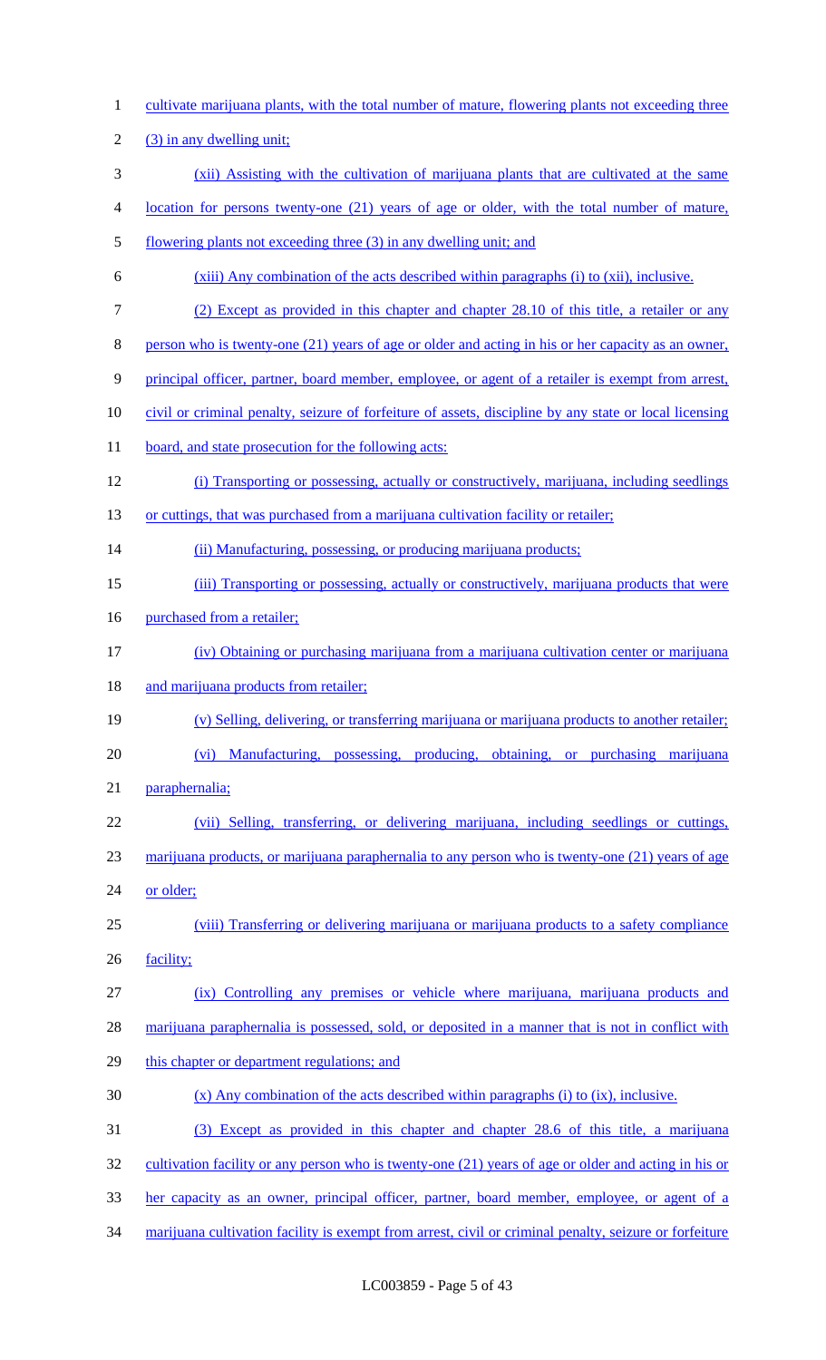cultivate marijuana plants, with the total number of mature, flowering plants not exceeding three (3) in any dwelling unit;

(xii) Assisting with the cultivation of marijuana plants that are cultivated at the same location for persons twenty-one (21) years of age or older, with the total number of mature, flowering plants not exceeding three (3) in any dwelling unit; and

(xiii) Any combination of the acts described within paragraphs (i) to (xii), inclusive.

(2) Except as provided in this chapter and chapter 28.10 of this title, a retailer or any person who is twenty-one (21) years of age or older and acting in his or her capacity as an owner, principal officer, partner, board member, employee, or agent of a retailer is exempt from arrest, civil or criminal penalty, seizure of forfeiture of assets, discipline by any state or local licensing board, and state prosecution for the following acts:

(i) Transporting or possessing, actually or constructively, marijuana, including seedlings or cuttings, that was purchased from a marijuana cultivation facility or retailer;

(ii) Manufacturing, possessing, or producing marijuana products;

(iii) Transporting or possessing, actually or constructively, marijuana products that were purchased from a retailer;

(iv) Obtaining or purchasing marijuana from a marijuana cultivation center or marijuana and marijuana products from retailer;

(v) Selling, delivering, or transferring marijuana or marijuana products to another retailer;

(vi) Manufacturing, possessing, producing, obtaining, or purchasing marijuana paraphernalia;

(vii) Selling, transferring, or delivering marijuana, including seedlings or cuttings, marijuana products, or marijuana paraphernalia to any person who is twenty-one (21) years of age or older;

(viii) Transferring or delivering marijuana or marijuana products to a safety compliance facility;

(ix) Controlling any premises or vehicle where marijuana, marijuana products and marijuana paraphernalia is possessed, sold, or deposited in a manner that is not in conflict with this chapter or department regulations; and

(x) Any combination of the acts described within paragraphs (i) to (ix), inclusive.

(3) Except as provided in this chapter and chapter 28.6 of this title, a marijuana cultivation facility or any person who is twenty-one (21) years of age or older and acting in his or her capacity as an owner, principal officer, partner, board member, employee, or agent of a marijuana cultivation facility is exempt from arrest, civil or criminal penalty, seizure or forfeiture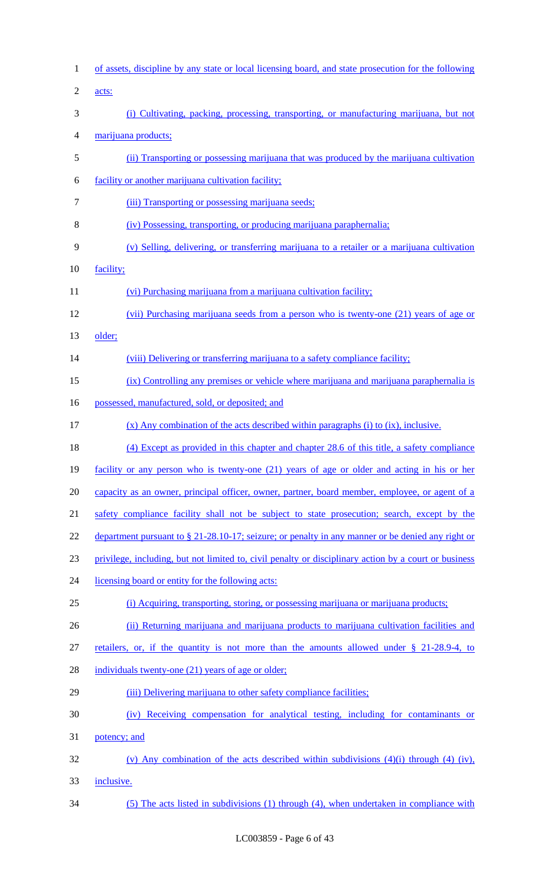of assets, discipline by any state or local licensing board, and state prosecution for the following acts:

(i) Cultivating, packing, processing, transporting, or manufacturing marijuana, but not marijuana products;

(ii) Transporting or possessing marijuana that was produced by the marijuana cultivation facility or another marijuana cultivation facility;

(iii) Transporting or possessing marijuana seeds;

(iv) Possessing, transporting, or producing marijuana paraphernalia;

(v) Selling, delivering, or transferring marijuana to a retailer or a marijuana cultivation facility;

(vi) Purchasing marijuana from a marijuana cultivation facility;

(vii) Purchasing marijuana seeds from a person who is twenty-one (21) years of age or older;

(viii) Delivering or transferring marijuana to a safety compliance facility;

(ix) Controlling any premises or vehicle where marijuana and marijuana paraphernalia is possessed, manufactured, sold, or deposited; and

(x) Any combination of the acts described within paragraphs (i) to (ix), inclusive.

(4) Except as provided in this chapter and chapter 28.6 of this title, a safety compliance facility or any person who is twenty-one (21) years of age or older and acting in his or her capacity as an owner, principal officer, owner, partner, board member, employee, or agent of a safety compliance facility shall not be subject to state prosecution; search, except by the department pursuant to § 21-28.10-17; seizure; or penalty in any manner or be denied any right or privilege, including, but not limited to, civil penalty or disciplinary action by a court or business licensing board or entity for the following acts:

(i) Acquiring, transporting, storing, or possessing marijuana or marijuana products;

(ii) Returning marijuana and marijuana products to marijuana cultivation facilities and retailers, or, if the quantity is not more than the amounts allowed under § 21-28.9-4, to individuals twenty-one (21) years of age or older;

(iii) Delivering marijuana to other safety compliance facilities;

(iv) Receiving compensation for analytical testing, including for contaminants or potency; and

(v) Any combination of the acts described within subdivisions (4)(i) through (4) (iv), inclusive.

(5) The acts listed in subdivisions (1) through (4), when undertaken in compliance with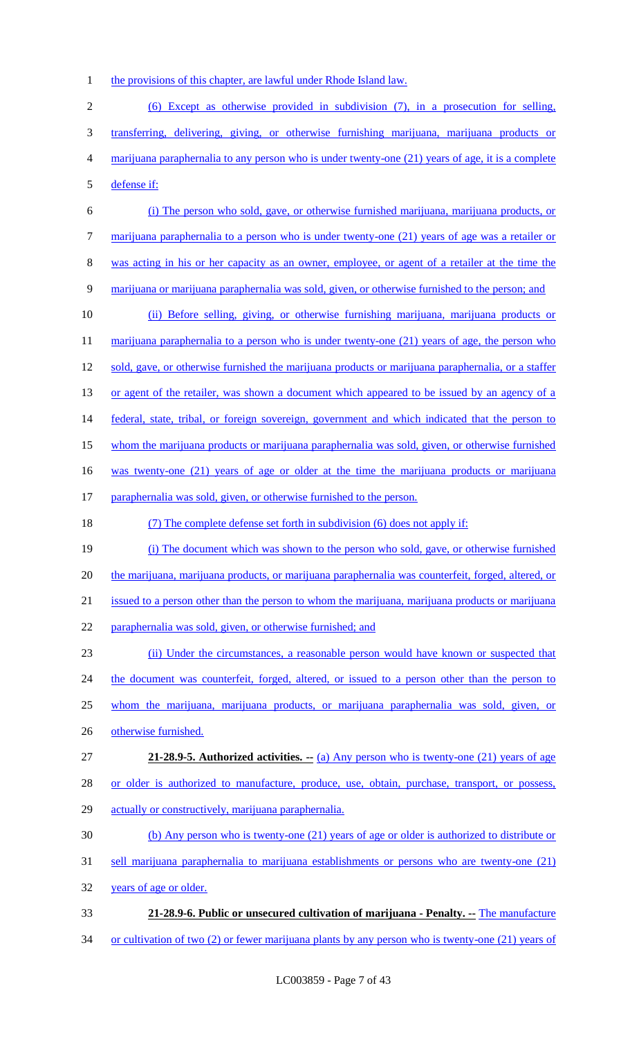the provisions of this chapter, are lawful under Rhode Island law.

(6) Except as otherwise provided in subdivision (7), in a prosecution for selling, transferring, delivering, giving, or otherwise furnishing marijuana, marijuana products or marijuana paraphernalia to any person who is under twenty-one (21) years of age, it is a complete defense if:

(i) The person who sold, gave, or otherwise furnished marijuana, marijuana products, or marijuana paraphernalia to a person who is under twenty-one (21) years of age was a retailer or was acting in his or her capacity as an owner, employee, or agent of a retailer at the time the marijuana or marijuana paraphernalia was sold, given, or otherwise furnished to the person; and

(ii) Before selling, giving, or otherwise furnishing marijuana, marijuana products or marijuana paraphernalia to a person who is under twenty-one (21) years of age, the person who sold, gave, or otherwise furnished the marijuana products or marijuana paraphernalia, or a staffer or agent of the retailer, was shown a document which appeared to be issued by an agency of a federal, state, tribal, or foreign sovereign, government and which indicated that the person to whom the marijuana products or marijuana paraphernalia was sold, given, or otherwise furnished was twenty-one (21) years of age or older at the time the marijuana products or marijuana paraphernalia was sold, given, or otherwise furnished to the person.

(7) The complete defense set forth in subdivision (6) does not apply if:

(i) The document which was shown to the person who sold, gave, or otherwise furnished the marijuana, marijuana products, or marijuana paraphernalia was counterfeit, forged, altered, or issued to a person other than the person to whom the marijuana, marijuana products or marijuana paraphernalia was sold, given, or otherwise furnished; and

(ii) Under the circumstances, a reasonable person would have known or suspected that the document was counterfeit, forged, altered, or issued to a person other than the person to whom the marijuana, marijuana products, or marijuana paraphernalia was sold, given, or otherwise furnished.

**21-28.9-5. Authorized activities. --** (a) Any person who is twenty-one (21) years of age or older is authorized to manufacture, produce, use, obtain, purchase, transport, or possess, actually or constructively, marijuana paraphernalia.

(b) Any person who is twenty-one (21) years of age or older is authorized to distribute or sell marijuana paraphernalia to marijuana establishments or persons who are twenty-one (21) years of age or older.

**21-28.9-6. Public or unsecured cultivation of marijuana - Penalty. --** The manufacture or cultivation of two (2) or fewer marijuana plants by any person who is twenty-one (21) years of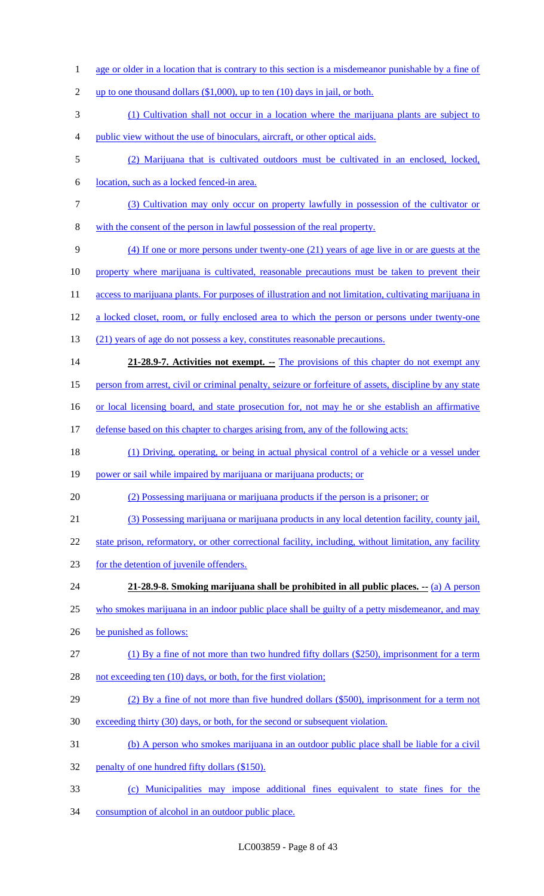age or older in a location that is contrary to this section is a misdemeanor punishable by a fine of up to one thousand dollars ($1,000), up to ten (10) days in jail, or both.

(1) Cultivation shall not occur in a location where the marijuana plants are subject to public view without the use of binoculars, aircraft, or other optical aids.

(2) Marijuana that is cultivated outdoors must be cultivated in an enclosed, locked, location, such as a locked fenced-in area.

(3) Cultivation may only occur on property lawfully in possession of the cultivator or with the consent of the person in lawful possession of the real property.

(4) If one or more persons under twenty-one (21) years of age live in or are guests at the property where marijuana is cultivated, reasonable precautions must be taken to prevent their access to marijuana plants. For purposes of illustration and not limitation, cultivating marijuana in a locked closet, room, or fully enclosed area to which the person or persons under twenty-one (21) years of age do not possess a key, constitutes reasonable precautions.

**21-28.9-7. Activities not exempt. --** The provisions of this chapter do not exempt any person from arrest, civil or criminal penalty, seizure or forfeiture of assets, discipline by any state or local licensing board, and state prosecution for, not may he or she establish an affirmative defense based on this chapter to charges arising from, any of the following acts:

(1) Driving, operating, or being in actual physical control of a vehicle or a vessel under power or sail while impaired by marijuana or marijuana products; or

(2) Possessing marijuana or marijuana products if the person is a prisoner; or

(3) Possessing marijuana or marijuana products in any local detention facility, county jail, state prison, reformatory, or other correctional facility, including, without limitation, any facility for the detention of juvenile offenders.

**21-28.9-8. Smoking marijuana shall be prohibited in all public places. --** (a) A person who smokes marijuana in an indoor public place shall be guilty of a petty misdemeanor, and may be punished as follows:

(1) By a fine of not more than two hundred fifty dollars ($250), imprisonment for a term not exceeding ten (10) days, or both, for the first violation;

(2) By a fine of not more than five hundred dollars ($500), imprisonment for a term not exceeding thirty (30) days, or both, for the second or subsequent violation.

(b) A person who smokes marijuana in an outdoor public place shall be liable for a civil penalty of one hundred fifty dollars ($150).

(c) Municipalities may impose additional fines equivalent to state fines for the consumption of alcohol in an outdoor public place.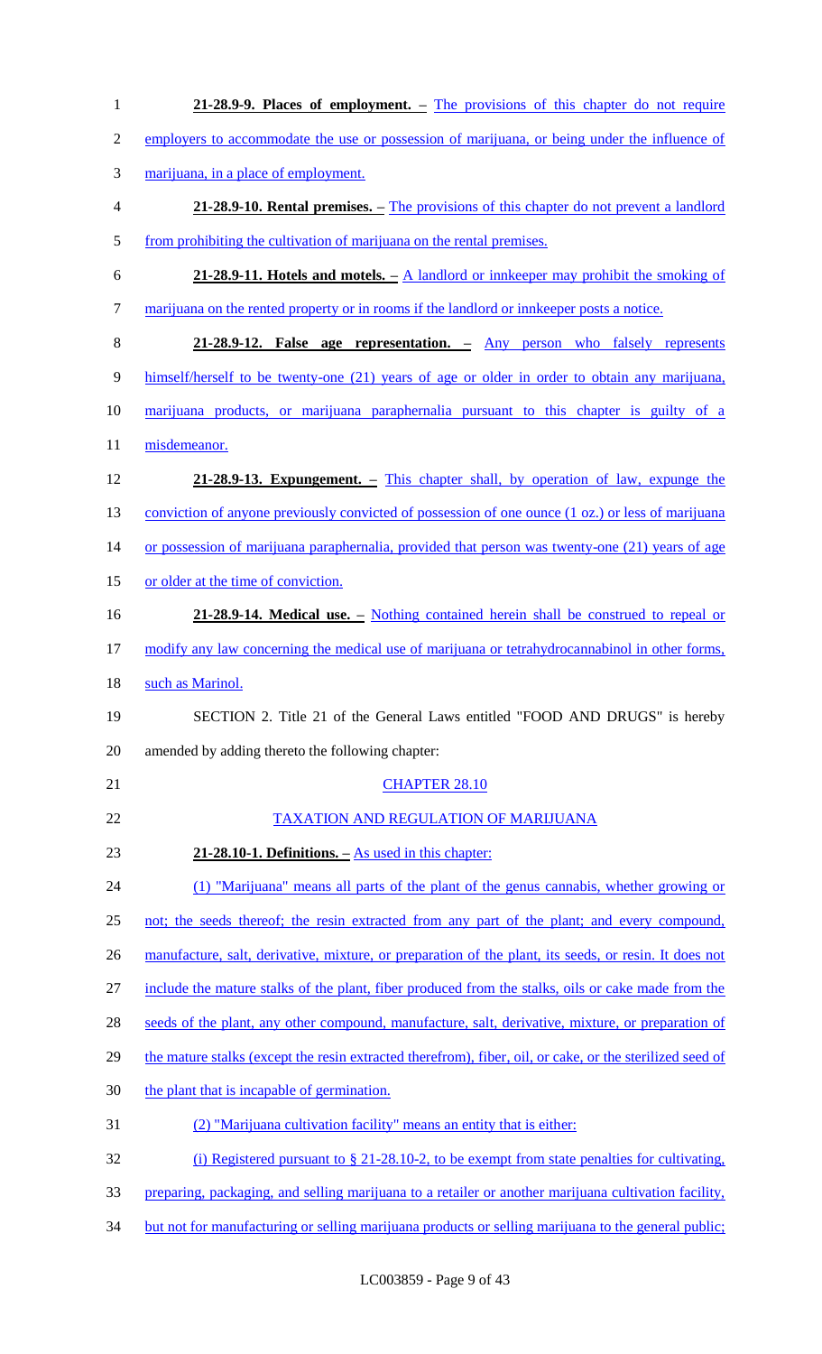**21-28.9-9. Places of employment.** – The provisions of this chapter do not require employers to accommodate the use or possession of marijuana, or being under the influence of marijuana, in a place of employment.

**21-28.9-10. Rental premises.** – The provisions of this chapter do not prevent a landlord from prohibiting the cultivation of marijuana on the rental premises.

**21-28.9-11. Hotels and motels.** – A landlord or innkeeper may prohibit the smoking of marijuana on the rented property or in rooms if the landlord or innkeeper posts a notice.

**21-28.9-12. False age representation.** – Any person who falsely represents himself/herself to be twenty-one (21) years of age or older in order to obtain any marijuana, marijuana products, or marijuana paraphernalia pursuant to this chapter is guilty of a misdemeanor.

**21-28.9-13. Expungement.** – This chapter shall, by operation of law, expunge the conviction of anyone previously convicted of possession of one ounce (1 oz.) or less of marijuana or possession of marijuana paraphernalia, provided that person was twenty-one (21) years of age or older at the time of conviction.

**21-28.9-14. Medical use.** – Nothing contained herein shall be construed to repeal or modify any law concerning the medical use of marijuana or tetrahydrocannabinol in other forms, such as Marinol.

SECTION 2. Title 21 of the General Laws entitled "FOOD AND DRUGS" is hereby amended by adding thereto the following chapter:

CHAPTER 28.10

TAXATION AND REGULATION OF MARIJUANA

**21-28.10-1. Definitions.** – As used in this chapter:

(1) "Marijuana" means all parts of the plant of the genus cannabis, whether growing or not; the seeds thereof; the resin extracted from any part of the plant; and every compound, manufacture, salt, derivative, mixture, or preparation of the plant, its seeds, or resin. It does not include the mature stalks of the plant, fiber produced from the stalks, oils or cake made from the seeds of the plant, any other compound, manufacture, salt, derivative, mixture, or preparation of the mature stalks (except the resin extracted therefrom), fiber, oil, or cake, or the sterilized seed of the plant that is incapable of germination.

(2) "Marijuana cultivation facility" means an entity that is either:

(i) Registered pursuant to § 21-28.10-2, to be exempt from state penalties for cultivating, preparing, packaging, and selling marijuana to a retailer or another marijuana cultivation facility, but not for manufacturing or selling marijuana products or selling marijuana to the general public;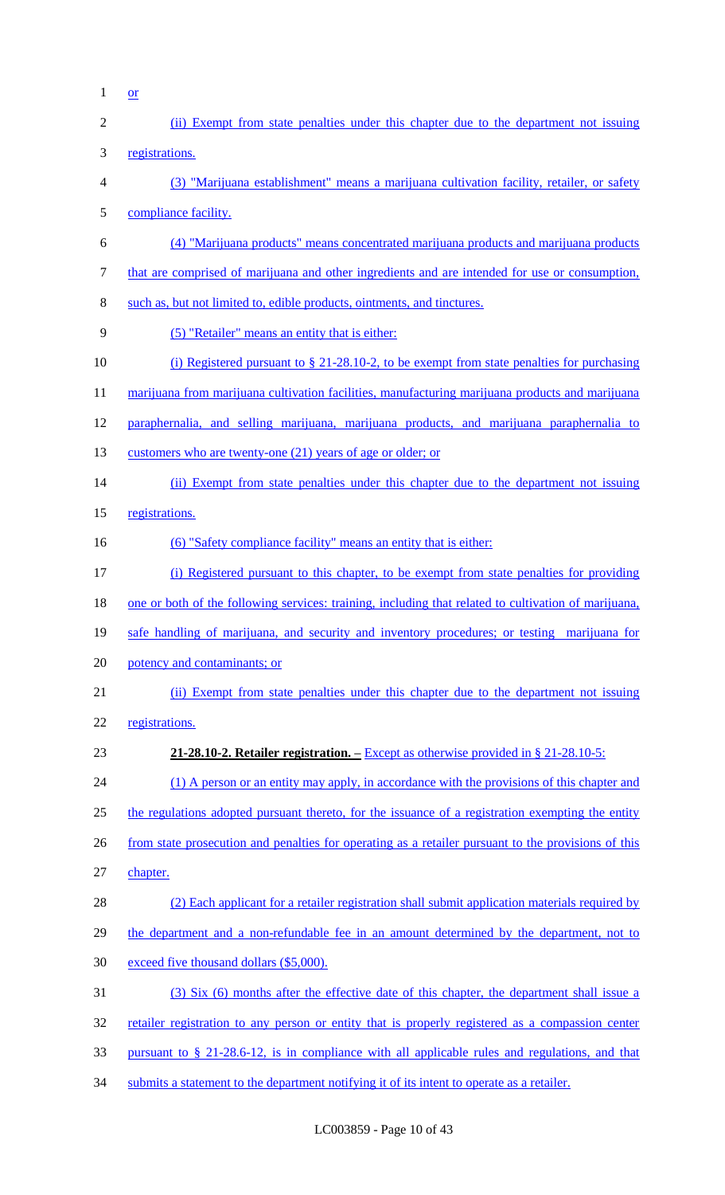or

(ii) Exempt from state penalties under this chapter due to the department not issuing registrations.

(3) "Marijuana establishment" means a marijuana cultivation facility, retailer, or safety compliance facility.

(4) "Marijuana products" means concentrated marijuana products and marijuana products that are comprised of marijuana and other ingredients and are intended for use or consumption, such as, but not limited to, edible products, ointments, and tinctures.

(5) "Retailer" means an entity that is either:

(i) Registered pursuant to § 21-28.10-2, to be exempt from state penalties for purchasing marijuana from marijuana cultivation facilities, manufacturing marijuana products and marijuana paraphernalia, and selling marijuana, marijuana products, and marijuana paraphernalia to customers who are twenty-one (21) years of age or older; or

(ii) Exempt from state penalties under this chapter due to the department not issuing registrations.

(6) "Safety compliance facility" means an entity that is either:

(i) Registered pursuant to this chapter, to be exempt from state penalties for providing one or both of the following services: training, including that related to cultivation of marijuana, safe handling of marijuana, and security and inventory procedures; or testing marijuana for potency and contaminants; or

(ii) Exempt from state penalties under this chapter due to the department not issuing registrations.

**21-28.10-2. Retailer registration. –** Except as otherwise provided in § 21-28.10-5:

(1) A person or an entity may apply, in accordance with the provisions of this chapter and the regulations adopted pursuant thereto, for the issuance of a registration exempting the entity from state prosecution and penalties for operating as a retailer pursuant to the provisions of this chapter.

(2) Each applicant for a retailer registration shall submit application materials required by the department and a non-refundable fee in an amount determined by the department, not to exceed five thousand dollars ($5,000).

(3) Six (6) months after the effective date of this chapter, the department shall issue a retailer registration to any person or entity that is properly registered as a compassion center pursuant to § 21-28.6-12, is in compliance with all applicable rules and regulations, and that submits a statement to the department notifying it of its intent to operate as a retailer.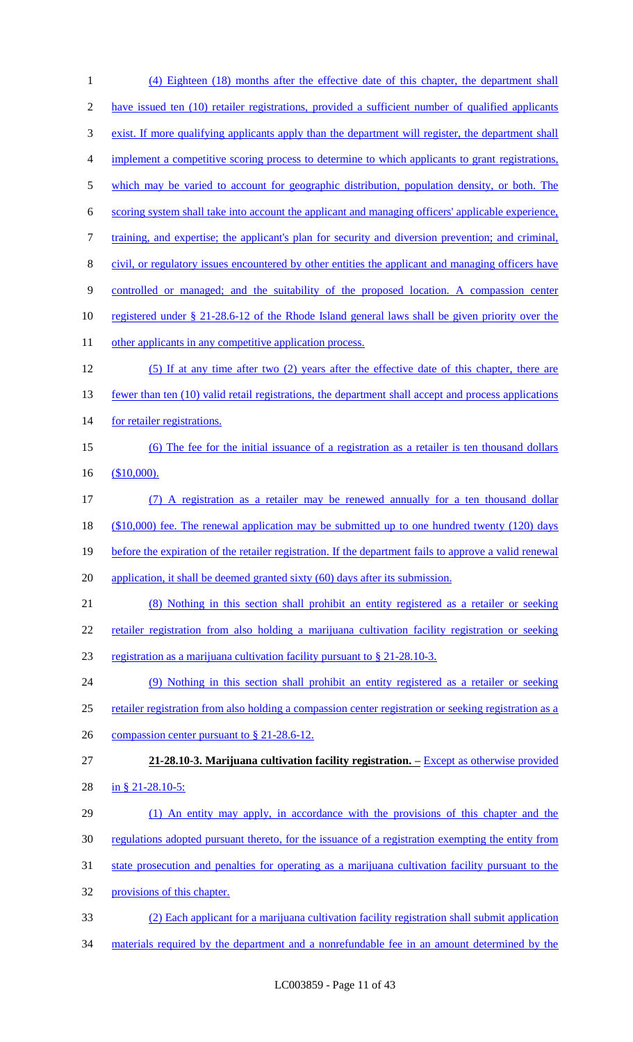(4) Eighteen (18) months after the effective date of this chapter, the department shall have issued ten (10) retailer registrations, provided a sufficient number of qualified applicants exist. If more qualifying applicants apply than the department will register, the department shall implement a competitive scoring process to determine to which applicants to grant registrations, which may be varied to account for geographic distribution, population density, or both. The scoring system shall take into account the applicant and managing officers' applicable experience, training, and expertise; the applicant's plan for security and diversion prevention; and criminal, civil, or regulatory issues encountered by other entities the applicant and managing officers have controlled or managed; and the suitability of the proposed location. A compassion center registered under § 21-28.6-12 of the Rhode Island general laws shall be given priority over the other applicants in any competitive application process.

(5) If at any time after two (2) years after the effective date of this chapter, there are fewer than ten (10) valid retail registrations, the department shall accept and process applications for retailer registrations.

(6) The fee for the initial issuance of a registration as a retailer is ten thousand dollars ($10,000).

(7) A registration as a retailer may be renewed annually for a ten thousand dollar ($10,000) fee. The renewal application may be submitted up to one hundred twenty (120) days before the expiration of the retailer registration. If the department fails to approve a valid renewal application, it shall be deemed granted sixty (60) days after its submission.

(8) Nothing in this section shall prohibit an entity registered as a retailer or seeking retailer registration from also holding a marijuana cultivation facility registration or seeking registration as a marijuana cultivation facility pursuant to § 21-28.10-3.

(9) Nothing in this section shall prohibit an entity registered as a retailer or seeking retailer registration from also holding a compassion center registration or seeking registration as a compassion center pursuant to § 21-28.6-12.

**21-28.10-3. Marijuana cultivation facility registration. –** Except as otherwise provided in § 21-28.10-5:

(1) An entity may apply, in accordance with the provisions of this chapter and the regulations adopted pursuant thereto, for the issuance of a registration exempting the entity from state prosecution and penalties for operating as a marijuana cultivation facility pursuant to the provisions of this chapter.

(2) Each applicant for a marijuana cultivation facility registration shall submit application materials required by the department and a nonrefundable fee in an amount determined by the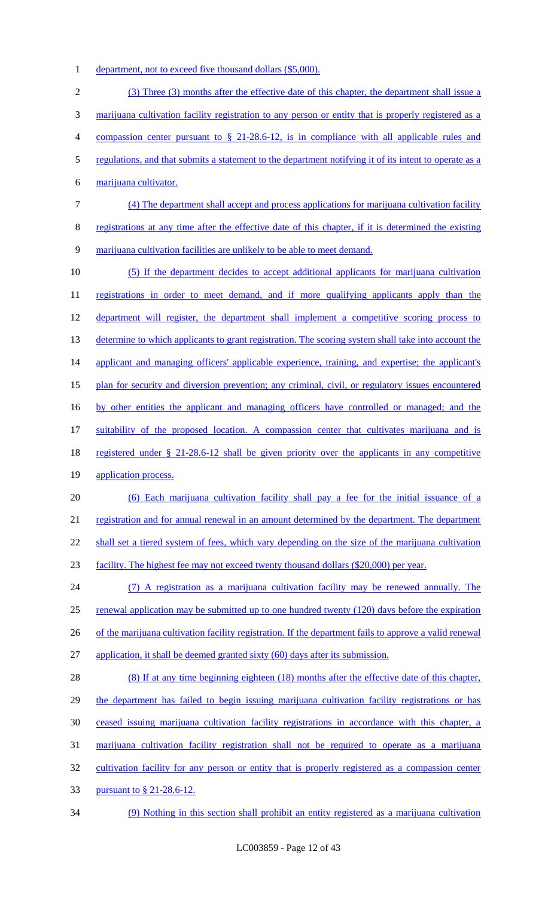department, not to exceed five thousand dollars ($5,000).

(3) Three (3) months after the effective date of this chapter, the department shall issue a marijuana cultivation facility registration to any person or entity that is properly registered as a compassion center pursuant to § 21-28.6-12, is in compliance with all applicable rules and regulations, and that submits a statement to the department notifying it of its intent to operate as a marijuana cultivator.

(4) The department shall accept and process applications for marijuana cultivation facility registrations at any time after the effective date of this chapter, if it is determined the existing marijuana cultivation facilities are unlikely to be able to meet demand.

(5) If the department decides to accept additional applicants for marijuana cultivation registrations in order to meet demand, and if more qualifying applicants apply than the department will register, the department shall implement a competitive scoring process to determine to which applicants to grant registration. The scoring system shall take into account the applicant and managing officers' applicable experience, training, and expertise; the applicant's plan for security and diversion prevention; any criminal, civil, or regulatory issues encountered by other entities the applicant and managing officers have controlled or managed; and the suitability of the proposed location. A compassion center that cultivates marijuana and is registered under § 21-28.6-12 shall be given priority over the applicants in any competitive application process.

(6) Each marijuana cultivation facility shall pay a fee for the initial issuance of a registration and for annual renewal in an amount determined by the department. The department shall set a tiered system of fees, which vary depending on the size of the marijuana cultivation facility. The highest fee may not exceed twenty thousand dollars ($20,000) per year.

(7) A registration as a marijuana cultivation facility may be renewed annually. The renewal application may be submitted up to one hundred twenty (120) days before the expiration of the marijuana cultivation facility registration. If the department fails to approve a valid renewal application, it shall be deemed granted sixty (60) days after its submission.

(8) If at any time beginning eighteen (18) months after the effective date of this chapter, the department has failed to begin issuing marijuana cultivation facility registrations or has ceased issuing marijuana cultivation facility registrations in accordance with this chapter, a marijuana cultivation facility registration shall not be required to operate as a marijuana cultivation facility for any person or entity that is properly registered as a compassion center pursuant to § 21-28.6-12.

(9) Nothing in this section shall prohibit an entity registered as a marijuana cultivation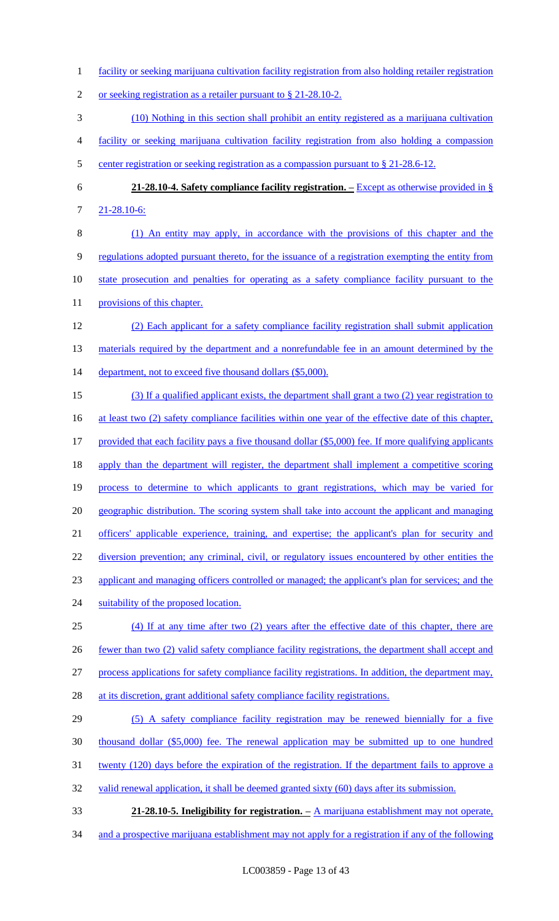facility or seeking marijuana cultivation facility registration from also holding retailer registration or seeking registration as a retailer pursuant to § 21-28.10-2.

(10) Nothing in this section shall prohibit an entity registered as a marijuana cultivation facility or seeking marijuana cultivation facility registration from also holding a compassion center registration or seeking registration as a compassion pursuant to § 21-28.6-12.

**21-28.10-4. Safety compliance facility registration. –** Except as otherwise provided in § 21-28.10-6:

(1) An entity may apply, in accordance with the provisions of this chapter and the regulations adopted pursuant thereto, for the issuance of a registration exempting the entity from state prosecution and penalties for operating as a safety compliance facility pursuant to the provisions of this chapter.

(2) Each applicant for a safety compliance facility registration shall submit application materials required by the department and a nonrefundable fee in an amount determined by the department, not to exceed five thousand dollars ($5,000).

(3) If a qualified applicant exists, the department shall grant a two (2) year registration to at least two (2) safety compliance facilities within one year of the effective date of this chapter, provided that each facility pays a five thousand dollar ($5,000) fee. If more qualifying applicants apply than the department will register, the department shall implement a competitive scoring process to determine to which applicants to grant registrations, which may be varied for geographic distribution. The scoring system shall take into account the applicant and managing officers' applicable experience, training, and expertise; the applicant's plan for security and diversion prevention; any criminal, civil, or regulatory issues encountered by other entities the applicant and managing officers controlled or managed; the applicant's plan for services; and the suitability of the proposed location.

(4) If at any time after two (2) years after the effective date of this chapter, there are fewer than two (2) valid safety compliance facility registrations, the department shall accept and process applications for safety compliance facility registrations. In addition, the department may, at its discretion, grant additional safety compliance facility registrations.

(5) A safety compliance facility registration may be renewed biennially for a five thousand dollar ($5,000) fee. The renewal application may be submitted up to one hundred twenty (120) days before the expiration of the registration. If the department fails to approve a valid renewal application, it shall be deemed granted sixty (60) days after its submission.

**21-28.10-5. Ineligibility for registration. –** A marijuana establishment may not operate, and a prospective marijuana establishment may not apply for a registration if any of the following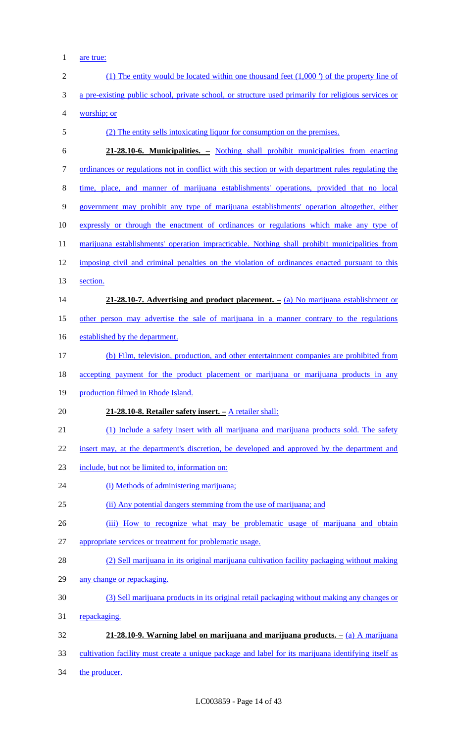are true:

(1) The entity would be located within one thousand feet (1,000 ') of the property line of a pre-existing public school, private school, or structure used primarily for religious services or worship; or

(2) The entity sells intoxicating liquor for consumption on the premises.

**21-28.10-6. Municipalities. –** Nothing shall prohibit municipalities from enacting ordinances or regulations not in conflict with this section or with department rules regulating the time, place, and manner of marijuana establishments' operations, provided that no local government may prohibit any type of marijuana establishments' operation altogether, either expressly or through the enactment of ordinances or regulations which make any type of marijuana establishments' operation impracticable. Nothing shall prohibit municipalities from imposing civil and criminal penalties on the violation of ordinances enacted pursuant to this section.

**21-28.10-7. Advertising and product placement. –** (a) No marijuana establishment or other person may advertise the sale of marijuana in a manner contrary to the regulations established by the department.

(b) Film, television, production, and other entertainment companies are prohibited from accepting payment for the product placement or marijuana or marijuana products in any production filmed in Rhode Island.

**21-28.10-8. Retailer safety insert. –** A retailer shall:

(1) Include a safety insert with all marijuana and marijuana products sold. The safety insert may, at the department's discretion, be developed and approved by the department and include, but not be limited to, information on:

(i) Methods of administering marijuana;

(ii) Any potential dangers stemming from the use of marijuana; and

(iii) How to recognize what may be problematic usage of marijuana and obtain appropriate services or treatment for problematic usage.

(2) Sell marijuana in its original marijuana cultivation facility packaging without making any change or repackaging.

(3) Sell marijuana products in its original retail packaging without making any changes or repackaging.

**21-28.10-9. Warning label on marijuana and marijuana products. –** (a) A marijuana cultivation facility must create a unique package and label for its marijuana identifying itself as the producer.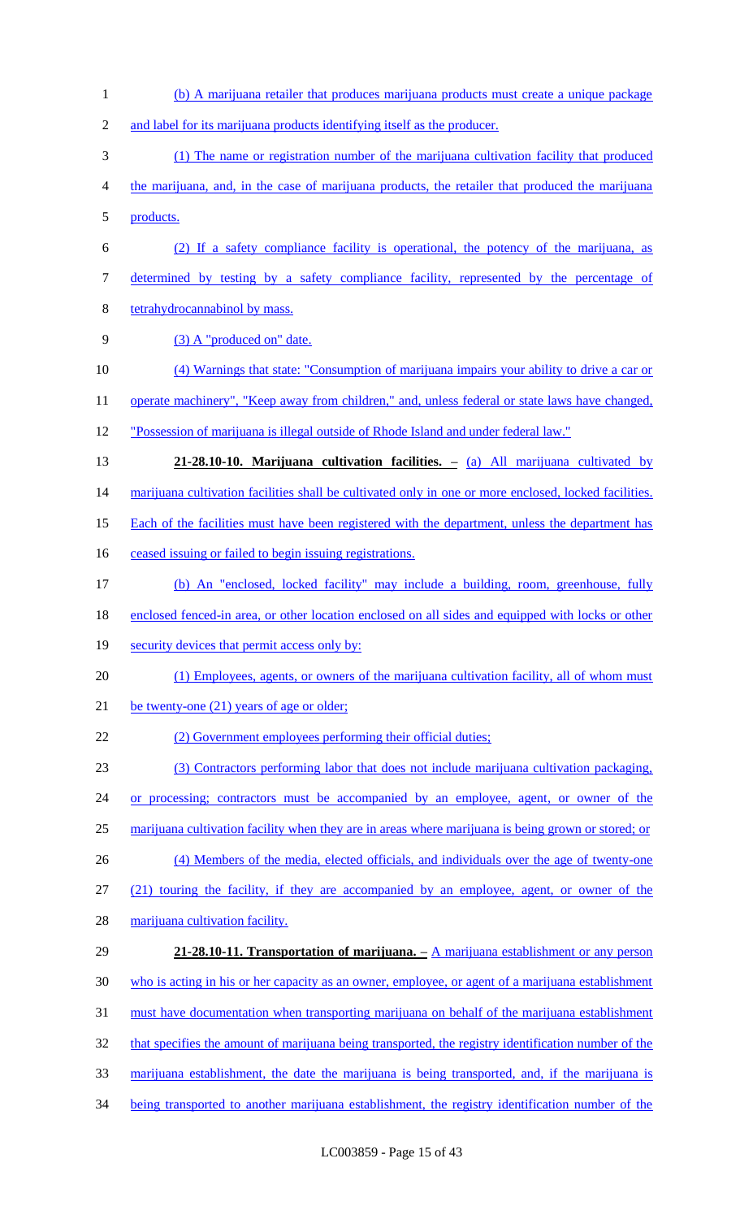(b) A marijuana retailer that produces marijuana products must create a unique package and label for its marijuana products identifying itself as the producer.

(1) The name or registration number of the marijuana cultivation facility that produced the marijuana, and, in the case of marijuana products, the retailer that produced the marijuana products.

(2) If a safety compliance facility is operational, the potency of the marijuana, as determined by testing by a safety compliance facility, represented by the percentage of tetrahydrocannabinol by mass.

(3) A "produced on" date.

(4) Warnings that state: "Consumption of marijuana impairs your ability to drive a car or operate machinery", "Keep away from children," and, unless federal or state laws have changed, "Possession of marijuana is illegal outside of Rhode Island and under federal law."

**21-28.10-10. Marijuana cultivation facilities. –** (a) All marijuana cultivated by marijuana cultivation facilities shall be cultivated only in one or more enclosed, locked facilities. Each of the facilities must have been registered with the department, unless the department has ceased issuing or failed to begin issuing registrations.

(b) An "enclosed, locked facility" may include a building, room, greenhouse, fully enclosed fenced-in area, or other location enclosed on all sides and equipped with locks or other security devices that permit access only by:

(1) Employees, agents, or owners of the marijuana cultivation facility, all of whom must be twenty-one (21) years of age or older;

(2) Government employees performing their official duties;

(3) Contractors performing labor that does not include marijuana cultivation packaging, or processing; contractors must be accompanied by an employee, agent, or owner of the marijuana cultivation facility when they are in areas where marijuana is being grown or stored; or

(4) Members of the media, elected officials, and individuals over the age of twenty-one (21) touring the facility, if they are accompanied by an employee, agent, or owner of the marijuana cultivation facility.

**21-28.10-11. Transportation of marijuana. –** A marijuana establishment or any person who is acting in his or her capacity as an owner, employee, or agent of a marijuana establishment must have documentation when transporting marijuana on behalf of the marijuana establishment that specifies the amount of marijuana being transported, the registry identification number of the marijuana establishment, the date the marijuana is being transported, and, if the marijuana is being transported to another marijuana establishment, the registry identification number of the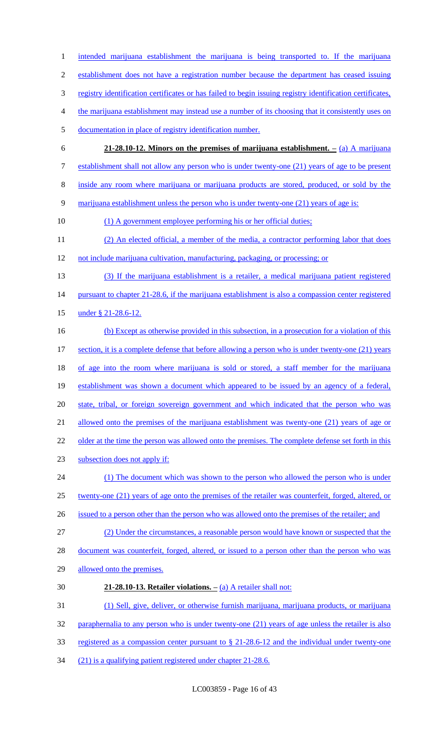intended marijuana establishment the marijuana is being transported to. If the marijuana establishment does not have a registration number because the department has ceased issuing registry identification certificates or has failed to begin issuing registry identification certificates, the marijuana establishment may instead use a number of its choosing that it consistently uses on documentation in place of registry identification number.

**21-28.10-12. Minors on the premises of marijuana establishment. –** (a) A marijuana establishment shall not allow any person who is under twenty-one (21) years of age to be present inside any room where marijuana or marijuana products are stored, produced, or sold by the marijuana establishment unless the person who is under twenty-one (21) years of age is:

(1) A government employee performing his or her official duties;

(2) An elected official, a member of the media, a contractor performing labor that does not include marijuana cultivation, manufacturing, packaging, or processing; or

(3) If the marijuana establishment is a retailer, a medical marijuana patient registered pursuant to chapter 21-28.6, if the marijuana establishment is also a compassion center registered under § 21-28.6-12.

(b) Except as otherwise provided in this subsection, in a prosecution for a violation of this section, it is a complete defense that before allowing a person who is under twenty-one (21) years of age into the room where marijuana is sold or stored, a staff member for the marijuana establishment was shown a document which appeared to be issued by an agency of a federal, state, tribal, or foreign sovereign government and which indicated that the person who was allowed onto the premises of the marijuana establishment was twenty-one (21) years of age or older at the time the person was allowed onto the premises. The complete defense set forth in this subsection does not apply if:

(1) The document which was shown to the person who allowed the person who is under twenty-one (21) years of age onto the premises of the retailer was counterfeit, forged, altered, or issued to a person other than the person who was allowed onto the premises of the retailer; and

(2) Under the circumstances, a reasonable person would have known or suspected that the document was counterfeit, forged, altered, or issued to a person other than the person who was allowed onto the premises.

**21-28.10-13. Retailer violations. –** (a) A retailer shall not:

(1) Sell, give, deliver, or otherwise furnish marijuana, marijuana products, or marijuana paraphernalia to any person who is under twenty-one (21) years of age unless the retailer is also registered as a compassion center pursuant to § 21-28.6-12 and the individual under twenty-one (21) is a qualifying patient registered under chapter 21-28.6.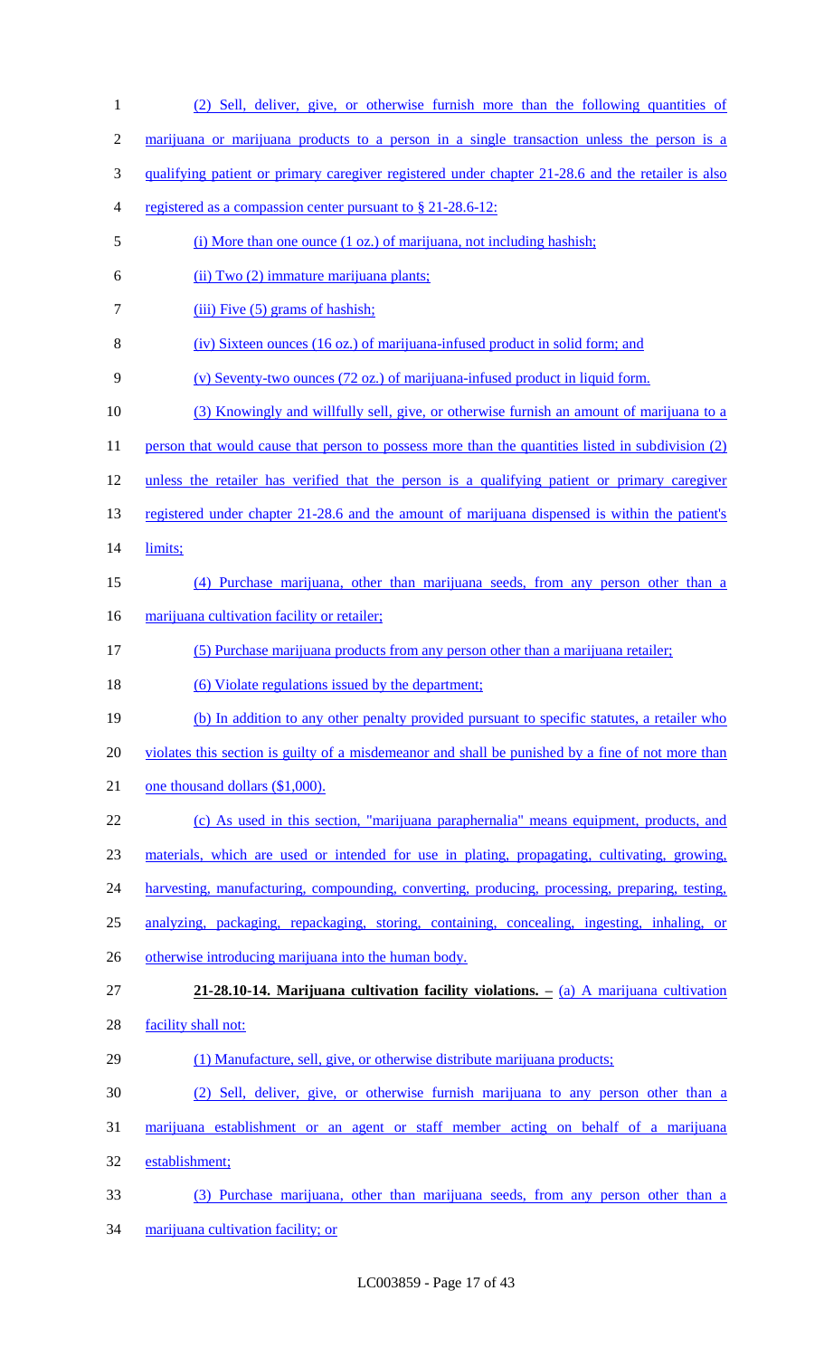(2) Sell, deliver, give, or otherwise furnish more than the following quantities of marijuana or marijuana products to a person in a single transaction unless the person is a qualifying patient or primary caregiver registered under chapter 21-28.6 and the retailer is also registered as a compassion center pursuant to § 21-28.6-12:

(i) More than one ounce (1 oz.) of marijuana, not including hashish;

(ii) Two (2) immature marijuana plants;

(iii) Five (5) grams of hashish;

(iv) Sixteen ounces (16 oz.) of marijuana-infused product in solid form; and

(v) Seventy-two ounces (72 oz.) of marijuana-infused product in liquid form.

(3) Knowingly and willfully sell, give, or otherwise furnish an amount of marijuana to a person that would cause that person to possess more than the quantities listed in subdivision (2) unless the retailer has verified that the person is a qualifying patient or primary caregiver registered under chapter 21-28.6 and the amount of marijuana dispensed is within the patient's limits;

(4) Purchase marijuana, other than marijuana seeds, from any person other than a marijuana cultivation facility or retailer;

(5) Purchase marijuana products from any person other than a marijuana retailer;

(6) Violate regulations issued by the department;

(b) In addition to any other penalty provided pursuant to specific statutes, a retailer who violates this section is guilty of a misdemeanor and shall be punished by a fine of not more than one thousand dollars ($1,000).

(c) As used in this section, "marijuana paraphernalia" means equipment, products, and materials, which are used or intended for use in plating, propagating, cultivating, growing, harvesting, manufacturing, compounding, converting, producing, processing, preparing, testing, analyzing, packaging, repackaging, storing, containing, concealing, ingesting, inhaling, or otherwise introducing marijuana into the human body.

**21-28.10-14. Marijuana cultivation facility violations. –** (a) A marijuana cultivation facility shall not:

(1) Manufacture, sell, give, or otherwise distribute marijuana products;

(2) Sell, deliver, give, or otherwise furnish marijuana to any person other than a marijuana establishment or an agent or staff member acting on behalf of a marijuana establishment;

(3) Purchase marijuana, other than marijuana seeds, from any person other than a marijuana cultivation facility; or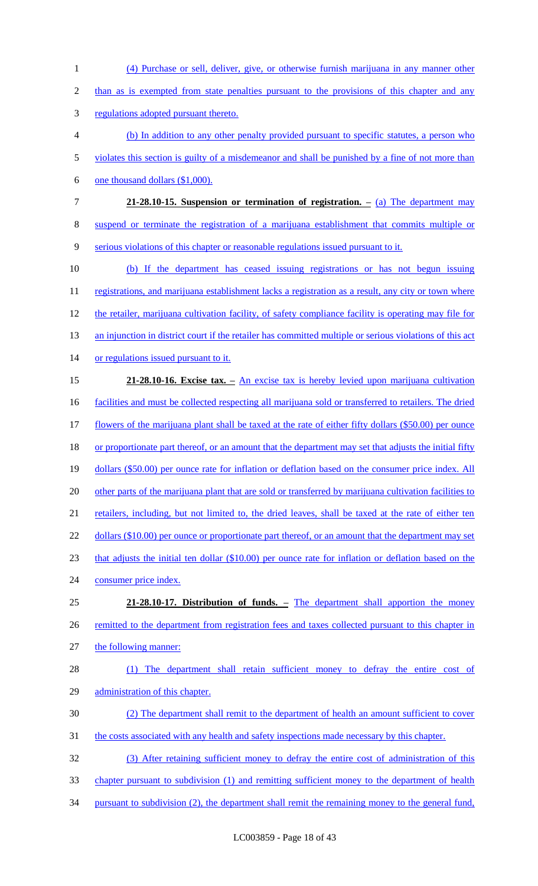(4) Purchase or sell, deliver, give, or otherwise furnish marijuana in any manner other than as is exempted from state penalties pursuant to the provisions of this chapter and any regulations adopted pursuant thereto.

(b) In addition to any other penalty provided pursuant to specific statutes, a person who violates this section is guilty of a misdemeanor and shall be punished by a fine of not more than one thousand dollars ($1,000).

**21-28.10-15. Suspension or termination of registration. –** (a) The department may suspend or terminate the registration of a marijuana establishment that commits multiple or serious violations of this chapter or reasonable regulations issued pursuant to it.

(b) If the department has ceased issuing registrations or has not begun issuing registrations, and marijuana establishment lacks a registration as a result, any city or town where the retailer, marijuana cultivation facility, of safety compliance facility is operating may file for an injunction in district court if the retailer has committed multiple or serious violations of this act or regulations issued pursuant to it.

**21-28.10-16. Excise tax. –** An excise tax is hereby levied upon marijuana cultivation facilities and must be collected respecting all marijuana sold or transferred to retailers. The dried flowers of the marijuana plant shall be taxed at the rate of either fifty dollars ($50.00) per ounce or proportionate part thereof, or an amount that the department may set that adjusts the initial fifty dollars ($50.00) per ounce rate for inflation or deflation based on the consumer price index. All other parts of the marijuana plant that are sold or transferred by marijuana cultivation facilities to retailers, including, but not limited to, the dried leaves, shall be taxed at the rate of either ten dollars ($10.00) per ounce or proportionate part thereof, or an amount that the department may set that adjusts the initial ten dollar ($10.00) per ounce rate for inflation or deflation based on the consumer price index.

**21-28.10-17. Distribution of funds. –** The department shall apportion the money remitted to the department from registration fees and taxes collected pursuant to this chapter in the following manner:

(1) The department shall retain sufficient money to defray the entire cost of administration of this chapter.

(2) The department shall remit to the department of health an amount sufficient to cover the costs associated with any health and safety inspections made necessary by this chapter.

(3) After retaining sufficient money to defray the entire cost of administration of this chapter pursuant to subdivision (1) and remitting sufficient money to the department of health pursuant to subdivision (2), the department shall remit the remaining money to the general fund,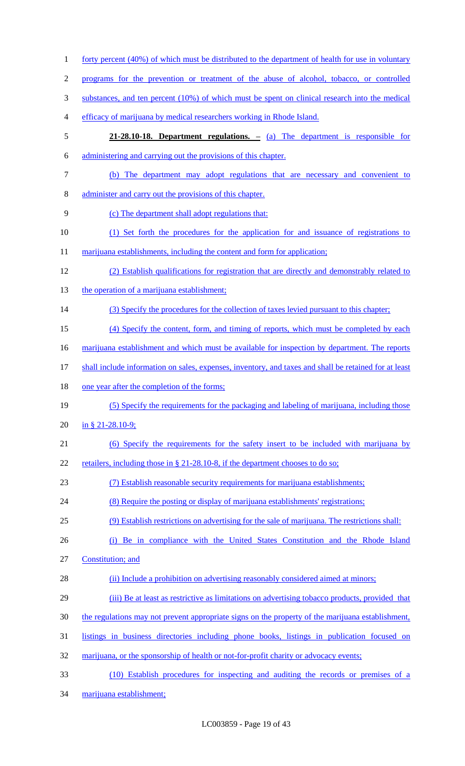forty percent (40%) of which must be distributed to the department of health for use in voluntary programs for the prevention or treatment of the abuse of alcohol, tobacco, or controlled substances, and ten percent (10%) of which must be spent on clinical research into the medical efficacy of marijuana by medical researchers working in Rhode Island.

**21-28.10-18. Department regulations. –** (a) The department is responsible for administering and carrying out the provisions of this chapter.

(b) The department may adopt regulations that are necessary and convenient to administer and carry out the provisions of this chapter.

(c) The department shall adopt regulations that:

(1) Set forth the procedures for the application for and issuance of registrations to marijuana establishments, including the content and form for application;

(2) Establish qualifications for registration that are directly and demonstrably related to the operation of a marijuana establishment;

(3) Specify the procedures for the collection of taxes levied pursuant to this chapter;

(4) Specify the content, form, and timing of reports, which must be completed by each marijuana establishment and which must be available for inspection by department. The reports shall include information on sales, expenses, inventory, and taxes and shall be retained for at least one year after the completion of the forms;

(5) Specify the requirements for the packaging and labeling of marijuana, including those in § 21-28.10-9;

(6) Specify the requirements for the safety insert to be included with marijuana by retailers, including those in § 21-28.10-8, if the department chooses to do so;

(7) Establish reasonable security requirements for marijuana establishments;

(8) Require the posting or display of marijuana establishments' registrations;

(9) Establish restrictions on advertising for the sale of marijuana. The restrictions shall:

(i) Be in compliance with the United States Constitution and the Rhode Island Constitution; and

(ii) Include a prohibition on advertising reasonably considered aimed at minors;

(iii) Be at least as restrictive as limitations on advertising tobacco products, provided that the regulations may not prevent appropriate signs on the property of the marijuana establishment, listings in business directories including phone books, listings in publication focused on marijuana, or the sponsorship of health or not-for-profit charity or advocacy events;

(10) Establish procedures for inspecting and auditing the records or premises of a marijuana establishment;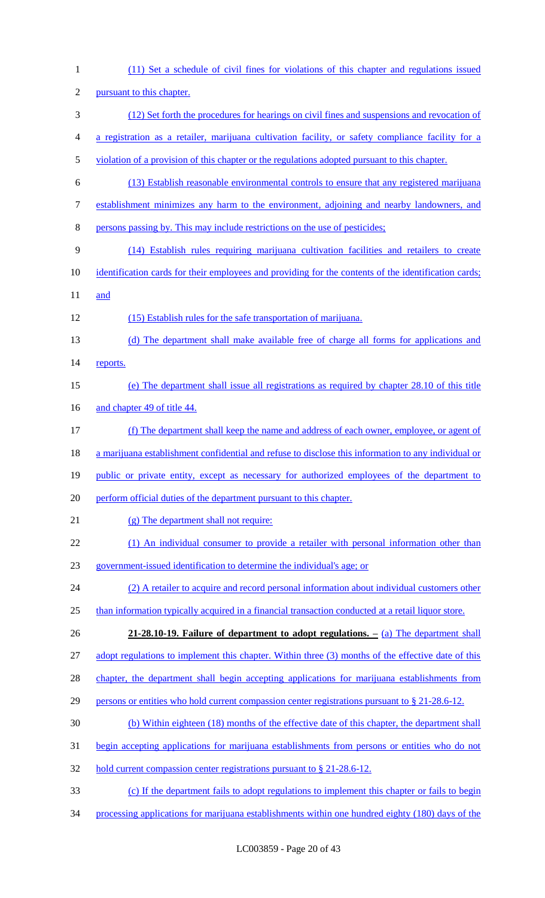(11) Set a schedule of civil fines for violations of this chapter and regulations issued pursuant to this chapter.

(12) Set forth the procedures for hearings on civil fines and suspensions and revocation of a registration as a retailer, marijuana cultivation facility, or safety compliance facility for a violation of a provision of this chapter or the regulations adopted pursuant to this chapter.

(13) Establish reasonable environmental controls to ensure that any registered marijuana establishment minimizes any harm to the environment, adjoining and nearby landowners, and persons passing by. This may include restrictions on the use of pesticides;

(14) Establish rules requiring marijuana cultivation facilities and retailers to create identification cards for their employees and providing for the contents of the identification cards; and

(15) Establish rules for the safe transportation of marijuana.

(d) The department shall make available free of charge all forms for applications and reports.

(e) The department shall issue all registrations as required by chapter 28.10 of this title and chapter 49 of title 44.

(f) The department shall keep the name and address of each owner, employee, or agent of a marijuana establishment confidential and refuse to disclose this information to any individual or public or private entity, except as necessary for authorized employees of the department to perform official duties of the department pursuant to this chapter.

(g) The department shall not require:

(1) An individual consumer to provide a retailer with personal information other than government-issued identification to determine the individual's age; or

(2) A retailer to acquire and record personal information about individual customers other than information typically acquired in a financial transaction conducted at a retail liquor store.

**21-28.10-19. Failure of department to adopt regulations. –** (a) The department shall adopt regulations to implement this chapter. Within three (3) months of the effective date of this chapter, the department shall begin accepting applications for marijuana establishments from persons or entities who hold current compassion center registrations pursuant to § 21-28.6-12.

(b) Within eighteen (18) months of the effective date of this chapter, the department shall begin accepting applications for marijuana establishments from persons or entities who do not hold current compassion center registrations pursuant to § 21-28.6-12.

(c) If the department fails to adopt regulations to implement this chapter or fails to begin processing applications for marijuana establishments within one hundred eighty (180) days of the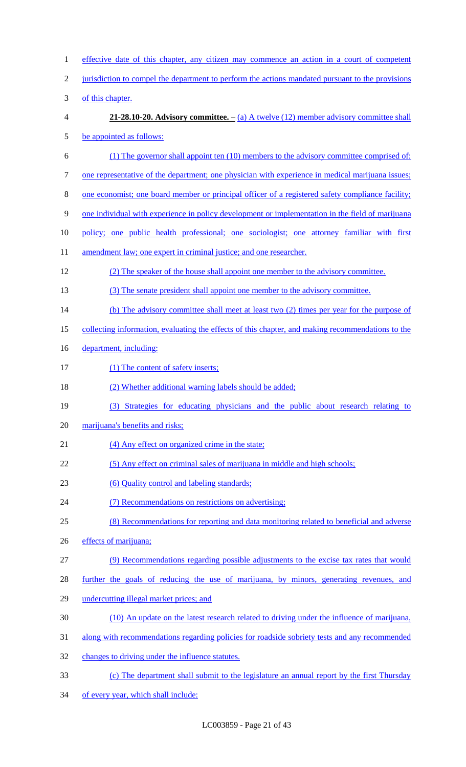effective date of this chapter, any citizen may commence an action in a court of competent jurisdiction to compel the department to perform the actions mandated pursuant to the provisions of this chapter.

**21-28.10-20. Advisory committee. –** (a) A twelve (12) member advisory committee shall be appointed as follows:

(1) The governor shall appoint ten (10) members to the advisory committee comprised of: one representative of the department; one physician with experience in medical marijuana issues; one economist; one board member or principal officer of a registered safety compliance facility; one individual with experience in policy development or implementation in the field of marijuana policy; one public health professional; one sociologist; one attorney familiar with first amendment law; one expert in criminal justice; and one researcher.

(2) The speaker of the house shall appoint one member to the advisory committee.

(3) The senate president shall appoint one member to the advisory committee.

(b) The advisory committee shall meet at least two (2) times per year for the purpose of collecting information, evaluating the effects of this chapter, and making recommendations to the department, including:

(1) The content of safety inserts;

(2) Whether additional warning labels should be added;

(3) Strategies for educating physicians and the public about research relating to marijuana's benefits and risks;

(4) Any effect on organized crime in the state;

(5) Any effect on criminal sales of marijuana in middle and high schools;

(6) Quality control and labeling standards;

(7) Recommendations on restrictions on advertising;

(8) Recommendations for reporting and data monitoring related to beneficial and adverse effects of marijuana;

(9) Recommendations regarding possible adjustments to the excise tax rates that would further the goals of reducing the use of marijuana, by minors, generating revenues, and undercutting illegal market prices; and

(10) An update on the latest research related to driving under the influence of marijuana, along with recommendations regarding policies for roadside sobriety tests and any recommended changes to driving under the influence statutes.

(c) The department shall submit to the legislature an annual report by the first Thursday of every year, which shall include: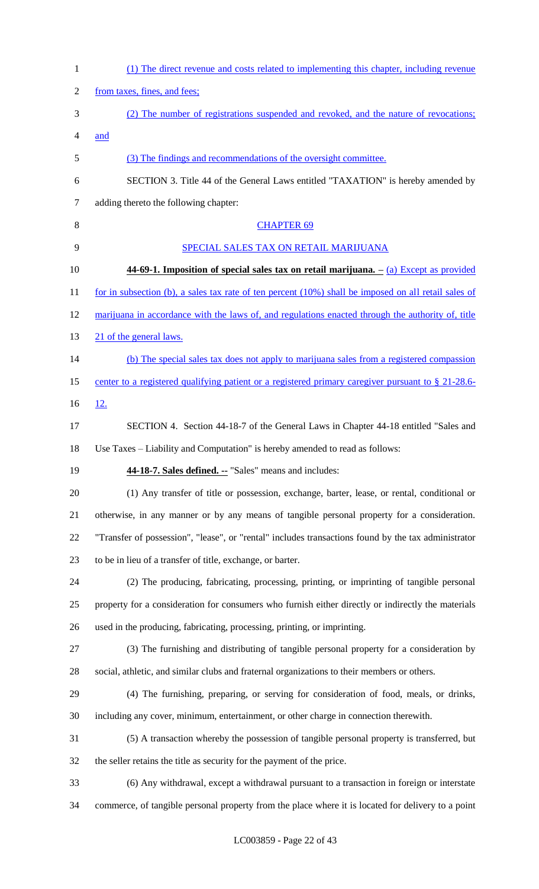(1) The direct revenue and costs related to implementing this chapter, including revenue from taxes, fines, and fees;

(2) The number of registrations suspended and revoked, and the nature of revocations; and

(3) The findings and recommendations of the oversight committee.

SECTION 3. Title 44 of the General Laws entitled "TAXATION" is hereby amended by adding thereto the following chapter:

CHAPTER 69

SPECIAL SALES TAX ON RETAIL MARIJUANA

**44-69-1. Imposition of special sales tax on retail marijuana. –** (a) Except as provided for in subsection (b), a sales tax rate of ten percent (10%) shall be imposed on all retail sales of marijuana in accordance with the laws of, and regulations enacted through the authority of, title 21 of the general laws.

(b) The special sales tax does not apply to marijuana sales from a registered compassion center to a registered qualifying patient or a registered primary caregiver pursuant to § 21-28.6-12.

SECTION 4. Section 44-18-7 of the General Laws in Chapter 44-18 entitled "Sales and Use Taxes – Liability and Computation" is hereby amended to read as follows:

**44-18-7. Sales defined. --** "Sales" means and includes:

(1) Any transfer of title or possession, exchange, barter, lease, or rental, conditional or otherwise, in any manner or by any means of tangible personal property for a consideration. "Transfer of possession", "lease", or "rental" includes transactions found by the tax administrator to be in lieu of a transfer of title, exchange, or barter.

(2) The producing, fabricating, processing, printing, or imprinting of tangible personal property for a consideration for consumers who furnish either directly or indirectly the materials used in the producing, fabricating, processing, printing, or imprinting.

(3) The furnishing and distributing of tangible personal property for a consideration by social, athletic, and similar clubs and fraternal organizations to their members or others.

(4) The furnishing, preparing, or serving for consideration of food, meals, or drinks, including any cover, minimum, entertainment, or other charge in connection therewith.

(5) A transaction whereby the possession of tangible personal property is transferred, but the seller retains the title as security for the payment of the price.

(6) Any withdrawal, except a withdrawal pursuant to a transaction in foreign or interstate commerce, of tangible personal property from the place where it is located for delivery to a point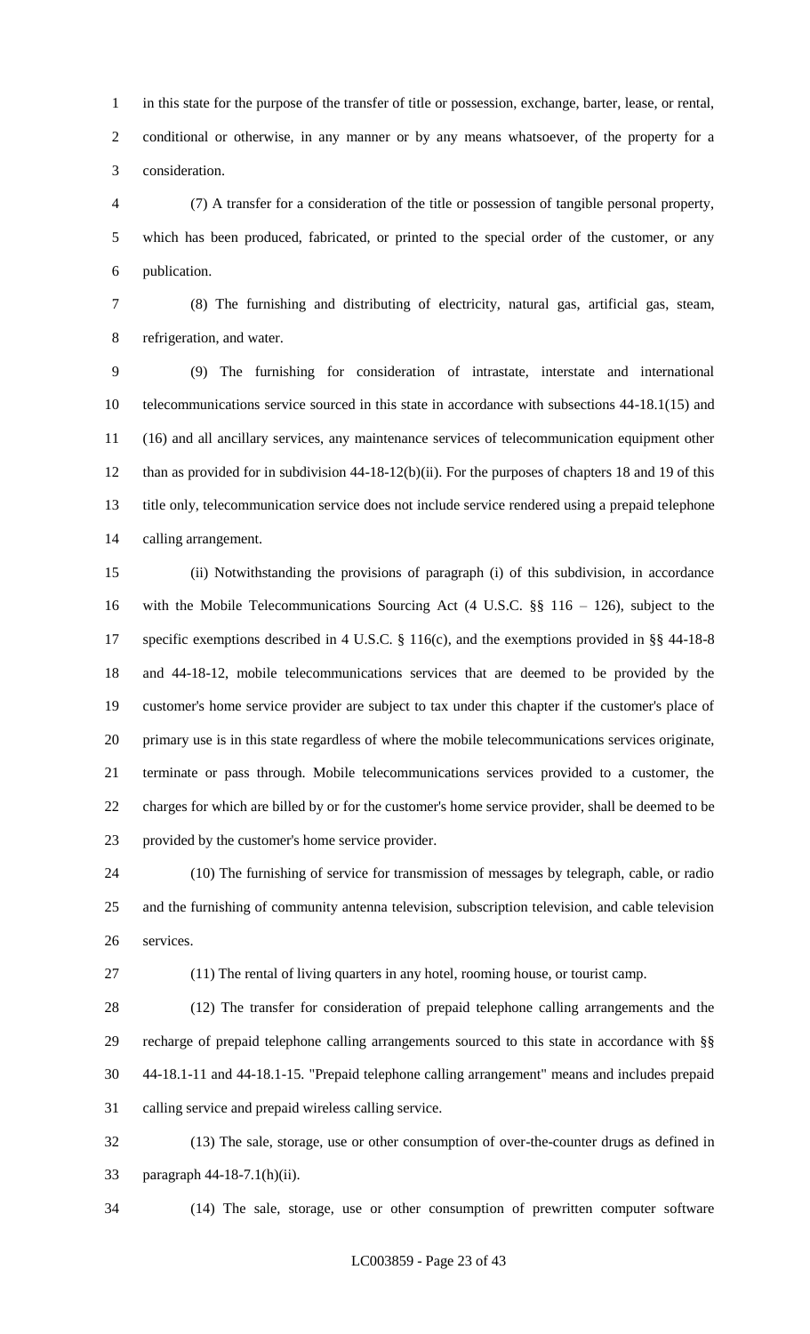in this state for the purpose of the transfer of title or possession, exchange, barter, lease, or rental, conditional or otherwise, in any manner or by any means whatsoever, of the property for a consideration.

(7) A transfer for a consideration of the title or possession of tangible personal property, which has been produced, fabricated, or printed to the special order of the customer, or any publication.

(8) The furnishing and distributing of electricity, natural gas, artificial gas, steam, refrigeration, and water.

(9) The furnishing for consideration of intrastate, interstate and international telecommunications service sourced in this state in accordance with subsections 44-18.1(15) and (16) and all ancillary services, any maintenance services of telecommunication equipment other than as provided for in subdivision 44-18-12(b)(ii). For the purposes of chapters 18 and 19 of this title only, telecommunication service does not include service rendered using a prepaid telephone calling arrangement.

(ii) Notwithstanding the provisions of paragraph (i) of this subdivision, in accordance with the Mobile Telecommunications Sourcing Act (4 U.S.C. §§ 116 – 126), subject to the specific exemptions described in 4 U.S.C. § 116(c), and the exemptions provided in §§ 44-18-8 and 44-18-12, mobile telecommunications services that are deemed to be provided by the customer's home service provider are subject to tax under this chapter if the customer's place of primary use is in this state regardless of where the mobile telecommunications services originate, terminate or pass through. Mobile telecommunications services provided to a customer, the charges for which are billed by or for the customer's home service provider, shall be deemed to be provided by the customer's home service provider.

(10) The furnishing of service for transmission of messages by telegraph, cable, or radio and the furnishing of community antenna television, subscription television, and cable television services.

(11) The rental of living quarters in any hotel, rooming house, or tourist camp.

(12) The transfer for consideration of prepaid telephone calling arrangements and the recharge of prepaid telephone calling arrangements sourced to this state in accordance with §§ 44-18.1-11 and 44-18.1-15. "Prepaid telephone calling arrangement" means and includes prepaid calling service and prepaid wireless calling service.

(13) The sale, storage, use or other consumption of over-the-counter drugs as defined in paragraph 44-18-7.1(h)(ii).

(14) The sale, storage, use or other consumption of prewritten computer software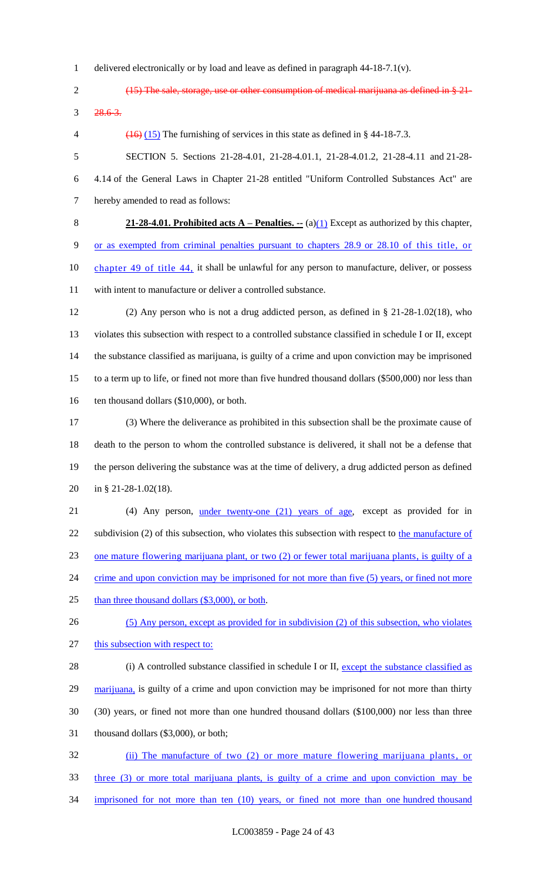delivered electronically or by load and leave as defined in paragraph 44-18-7.1(v).

~~(15) The sale, storage, use or other consumption of medical marijuana as defined in § 21-28.6-3.~~

~~(16)~~ (15) The furnishing of services in this state as defined in § 44-18-7.3.

SECTION 5. Sections 21-28-4.01, 21-28-4.01.1, 21-28-4.01.2, 21-28-4.11 and 21-28-4.14 of the General Laws in Chapter 21-28 entitled "Uniform Controlled Substances Act" are hereby amended to read as follows:

**21-28-4.01. Prohibited acts A – Penalties. --** (a)(1) Except as authorized by this chapter, or as exempted from criminal penalties pursuant to chapters 28.9 or 28.10 of this title, or chapter 49 of title 44, it shall be unlawful for any person to manufacture, deliver, or possess with intent to manufacture or deliver a controlled substance.

(2) Any person who is not a drug addicted person, as defined in § 21-28-1.02(18), who violates this subsection with respect to a controlled substance classified in schedule I or II, except the substance classified as marijuana, is guilty of a crime and upon conviction may be imprisoned to a term up to life, or fined not more than five hundred thousand dollars ($500,000) nor less than ten thousand dollars ($10,000), or both.

(3) Where the deliverance as prohibited in this subsection shall be the proximate cause of death to the person to whom the controlled substance is delivered, it shall not be a defense that the person delivering the substance was at the time of delivery, a drug addicted person as defined in § 21-28-1.02(18).

(4) Any person, under twenty-one (21) years of age, except as provided for in subdivision (2) of this subsection, who violates this subsection with respect to the manufacture of one mature flowering marijuana plant, or two (2) or fewer total marijuana plants, is guilty of a crime and upon conviction may be imprisoned for not more than five (5) years, or fined not more than three thousand dollars ($3,000), or both.

(5) Any person, except as provided for in subdivision (2) of this subsection, who violates this subsection with respect to:

(i) A controlled substance classified in schedule I or II, except the substance classified as marijuana, is guilty of a crime and upon conviction may be imprisoned for not more than thirty (30) years, or fined not more than one hundred thousand dollars ($100,000) nor less than three thousand dollars ($3,000), or both;

(ii) The manufacture of two (2) or more mature flowering marijuana plants, or three (3) or more total marijuana plants, is guilty of a crime and upon conviction may be imprisoned for not more than ten (10) years, or fined not more than one hundred thousand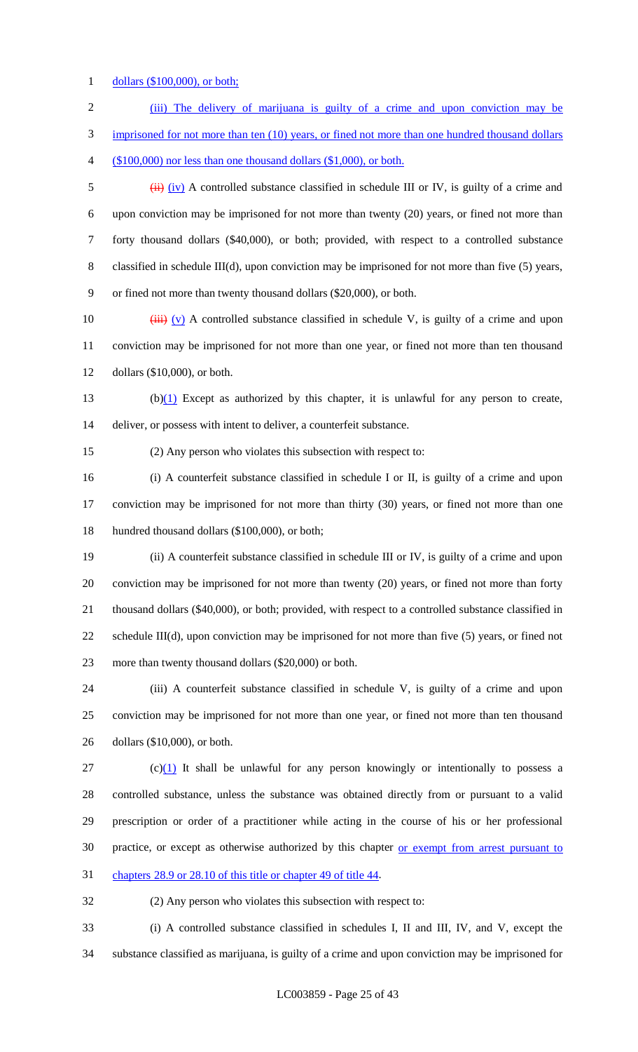dollars ($100,000), or both;

(iii) The delivery of marijuana is guilty of a crime and upon conviction may be imprisoned for not more than ten (10) years, or fined not more than one hundred thousand dollars ($100,000) nor less than one thousand dollars ($1,000), or both.

~~(ii)~~ (iv) A controlled substance classified in schedule III or IV, is guilty of a crime and upon conviction may be imprisoned for not more than twenty (20) years, or fined not more than forty thousand dollars ($40,000), or both; provided, with respect to a controlled substance classified in schedule III(d), upon conviction may be imprisoned for not more than five (5) years, or fined not more than twenty thousand dollars ($20,000), or both.

~~(iii)~~ (v) A controlled substance classified in schedule V, is guilty of a crime and upon conviction may be imprisoned for not more than one year, or fined not more than ten thousand dollars ($10,000), or both.

(b)(1) Except as authorized by this chapter, it is unlawful for any person to create, deliver, or possess with intent to deliver, a counterfeit substance.

(2) Any person who violates this subsection with respect to:

(i) A counterfeit substance classified in schedule I or II, is guilty of a crime and upon conviction may be imprisoned for not more than thirty (30) years, or fined not more than one hundred thousand dollars ($100,000), or both;

(ii) A counterfeit substance classified in schedule III or IV, is guilty of a crime and upon conviction may be imprisoned for not more than twenty (20) years, or fined not more than forty thousand dollars ($40,000), or both; provided, with respect to a controlled substance classified in schedule III(d), upon conviction may be imprisoned for not more than five (5) years, or fined not more than twenty thousand dollars ($20,000) or both.

(iii) A counterfeit substance classified in schedule V, is guilty of a crime and upon conviction may be imprisoned for not more than one year, or fined not more than ten thousand dollars ($10,000), or both.

(c)(1) It shall be unlawful for any person knowingly or intentionally to possess a controlled substance, unless the substance was obtained directly from or pursuant to a valid prescription or order of a practitioner while acting in the course of his or her professional practice, or except as otherwise authorized by this chapter or exempt from arrest pursuant to chapters 28.9 or 28.10 of this title or chapter 49 of title 44.

(2) Any person who violates this subsection with respect to:

(i) A controlled substance classified in schedules I, II and III, IV, and V, except the substance classified as marijuana, is guilty of a crime and upon conviction may be imprisoned for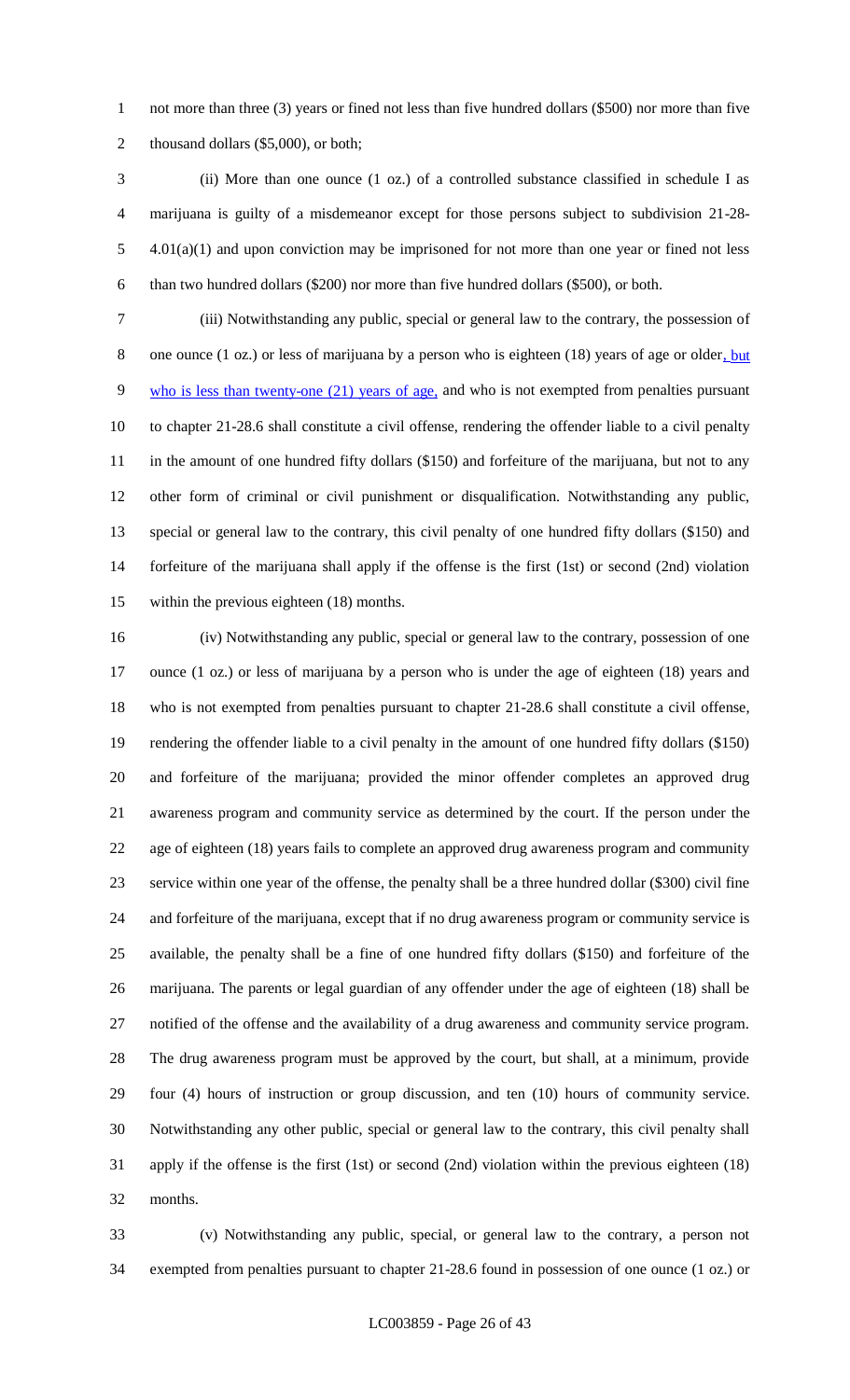not more than three (3) years or fined not less than five hundred dollars ($500) nor more than five thousand dollars ($5,000), or both;

(ii) More than one ounce (1 oz.) of a controlled substance classified in schedule I as marijuana is guilty of a misdemeanor except for those persons subject to subdivision 21-28-4.01(a)(1) and upon conviction may be imprisoned for not more than one year or fined not less than two hundred dollars ($200) nor more than five hundred dollars ($500), or both.

(iii) Notwithstanding any public, special or general law to the contrary, the possession of one ounce (1 oz.) or less of marijuana by a person who is eighteen (18) years of age or older, but who is less than twenty-one (21) years of age, and who is not exempted from penalties pursuant to chapter 21-28.6 shall constitute a civil offense, rendering the offender liable to a civil penalty in the amount of one hundred fifty dollars ($150) and forfeiture of the marijuana, but not to any other form of criminal or civil punishment or disqualification. Notwithstanding any public, special or general law to the contrary, this civil penalty of one hundred fifty dollars ($150) and forfeiture of the marijuana shall apply if the offense is the first (1st) or second (2nd) violation within the previous eighteen (18) months.

(iv) Notwithstanding any public, special or general law to the contrary, possession of one ounce (1 oz.) or less of marijuana by a person who is under the age of eighteen (18) years and who is not exempted from penalties pursuant to chapter 21-28.6 shall constitute a civil offense, rendering the offender liable to a civil penalty in the amount of one hundred fifty dollars ($150) and forfeiture of the marijuana; provided the minor offender completes an approved drug awareness program and community service as determined by the court. If the person under the age of eighteen (18) years fails to complete an approved drug awareness program and community service within one year of the offense, the penalty shall be a three hundred dollar ($300) civil fine and forfeiture of the marijuana, except that if no drug awareness program or community service is available, the penalty shall be a fine of one hundred fifty dollars ($150) and forfeiture of the marijuana. The parents or legal guardian of any offender under the age of eighteen (18) shall be notified of the offense and the availability of a drug awareness and community service program. The drug awareness program must be approved by the court, but shall, at a minimum, provide four (4) hours of instruction or group discussion, and ten (10) hours of community service. Notwithstanding any other public, special or general law to the contrary, this civil penalty shall apply if the offense is the first (1st) or second (2nd) violation within the previous eighteen (18) months.

(v) Notwithstanding any public, special, or general law to the contrary, a person not exempted from penalties pursuant to chapter 21-28.6 found in possession of one ounce (1 oz.) or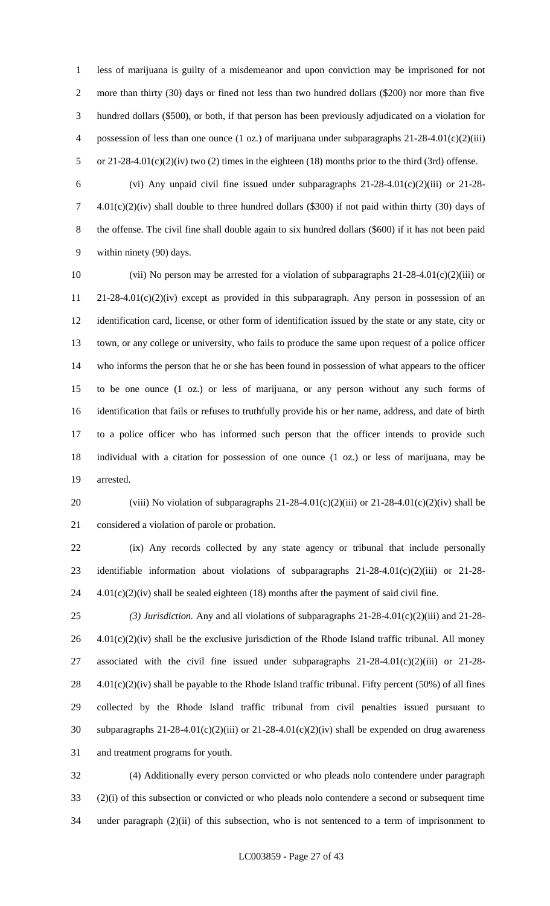less of marijuana is guilty of a misdemeanor and upon conviction may be imprisoned for not more than thirty (30) days or fined not less than two hundred dollars ($200) nor more than five hundred dollars ($500), or both, if that person has been previously adjudicated on a violation for possession of less than one ounce (1 oz.) of marijuana under subparagraphs 21-28-4.01(c)(2)(iii) or 21-28-4.01(c)(2)(iv) two (2) times in the eighteen (18) months prior to the third (3rd) offense.

(vi) Any unpaid civil fine issued under subparagraphs 21-28-4.01(c)(2)(iii) or 21-28-4.01(c)(2)(iv) shall double to three hundred dollars ($300) if not paid within thirty (30) days of the offense. The civil fine shall double again to six hundred dollars ($600) if it has not been paid within ninety (90) days.

(vii) No person may be arrested for a violation of subparagraphs 21-28-4.01(c)(2)(iii) or 21-28-4.01(c)(2)(iv) except as provided in this subparagraph. Any person in possession of an identification card, license, or other form of identification issued by the state or any state, city or town, or any college or university, who fails to produce the same upon request of a police officer who informs the person that he or she has been found in possession of what appears to the officer to be one ounce (1 oz.) or less of marijuana, or any person without any such forms of identification that fails or refuses to truthfully provide his or her name, address, and date of birth to a police officer who has informed such person that the officer intends to provide such individual with a citation for possession of one ounce (1 oz.) or less of marijuana, may be arrested.

(viii) No violation of subparagraphs 21-28-4.01(c)(2)(iii) or 21-28-4.01(c)(2)(iv) shall be considered a violation of parole or probation.

(ix) Any records collected by any state agency or tribunal that include personally identifiable information about violations of subparagraphs 21-28-4.01(c)(2)(iii) or 21-28-4.01(c)(2)(iv) shall be sealed eighteen (18) months after the payment of said civil fine.

*(3) Jurisdiction.* Any and all violations of subparagraphs 21-28-4.01(c)(2)(iii) and 21-28-4.01(c)(2)(iv) shall be the exclusive jurisdiction of the Rhode Island traffic tribunal. All money associated with the civil fine issued under subparagraphs 21-28-4.01(c)(2)(iii) or 21-28-4.01(c)(2)(iv) shall be payable to the Rhode Island traffic tribunal. Fifty percent (50%) of all fines collected by the Rhode Island traffic tribunal from civil penalties issued pursuant to subparagraphs 21-28-4.01(c)(2)(iii) or 21-28-4.01(c)(2)(iv) shall be expended on drug awareness and treatment programs for youth.

(4) Additionally every person convicted or who pleads nolo contendere under paragraph (2)(i) of this subsection or convicted or who pleads nolo contendere a second or subsequent time under paragraph (2)(ii) of this subsection, who is not sentenced to a term of imprisonment to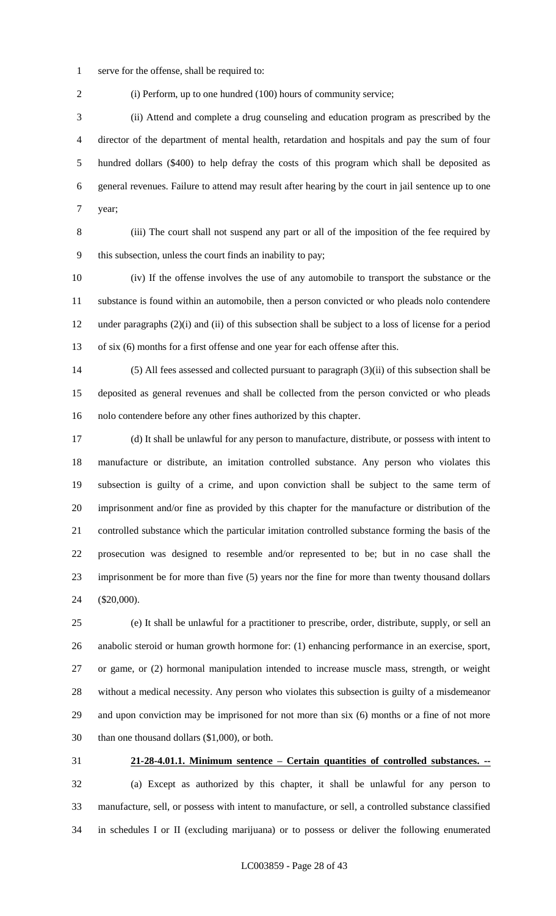serve for the offense, shall be required to:

(i) Perform, up to one hundred (100) hours of community service;

(ii) Attend and complete a drug counseling and education program as prescribed by the director of the department of mental health, retardation and hospitals and pay the sum of four hundred dollars ($400) to help defray the costs of this program which shall be deposited as general revenues. Failure to attend may result after hearing by the court in jail sentence up to one year;

(iii) The court shall not suspend any part or all of the imposition of the fee required by this subsection, unless the court finds an inability to pay;

(iv) If the offense involves the use of any automobile to transport the substance or the substance is found within an automobile, then a person convicted or who pleads nolo contendere under paragraphs (2)(i) and (ii) of this subsection shall be subject to a loss of license for a period of six (6) months for a first offense and one year for each offense after this.

(5) All fees assessed and collected pursuant to paragraph (3)(ii) of this subsection shall be deposited as general revenues and shall be collected from the person convicted or who pleads nolo contendere before any other fines authorized by this chapter.

(d) It shall be unlawful for any person to manufacture, distribute, or possess with intent to manufacture or distribute, an imitation controlled substance. Any person who violates this subsection is guilty of a crime, and upon conviction shall be subject to the same term of imprisonment and/or fine as provided by this chapter for the manufacture or distribution of the controlled substance which the particular imitation controlled substance forming the basis of the prosecution was designed to resemble and/or represented to be; but in no case shall the imprisonment be for more than five (5) years nor the fine for more than twenty thousand dollars ($20,000).

(e) It shall be unlawful for a practitioner to prescribe, order, distribute, supply, or sell an anabolic steroid or human growth hormone for: (1) enhancing performance in an exercise, sport, or game, or (2) hormonal manipulation intended to increase muscle mass, strength, or weight without a medical necessity. Any person who violates this subsection is guilty of a misdemeanor and upon conviction may be imprisoned for not more than six (6) months or a fine of not more than one thousand dollars ($1,000), or both.

**21-28-4.01.1. Minimum sentence – Certain quantities of controlled substances. --**

(a) Except as authorized by this chapter, it shall be unlawful for any person to manufacture, sell, or possess with intent to manufacture, or sell, a controlled substance classified in schedules I or II (excluding marijuana) or to possess or deliver the following enumerated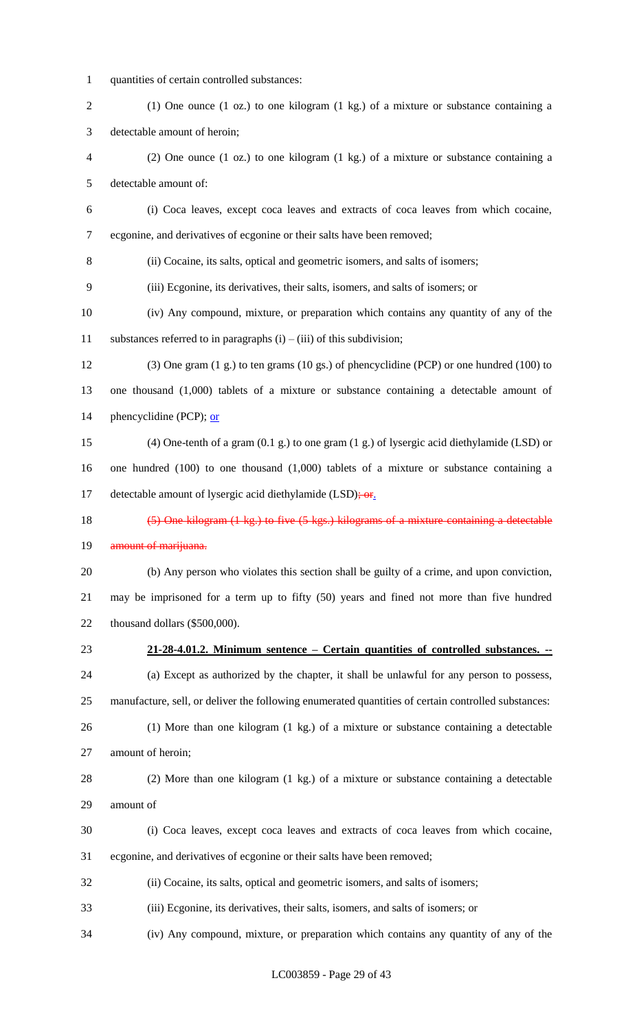quantities of certain controlled substances:

(1) One ounce (1 oz.) to one kilogram (1 kg.) of a mixture or substance containing a detectable amount of heroin;

(2) One ounce (1 oz.) to one kilogram (1 kg.) of a mixture or substance containing a detectable amount of:

(i) Coca leaves, except coca leaves and extracts of coca leaves from which cocaine, ecgonine, and derivatives of ecgonine or their salts have been removed;

(ii) Cocaine, its salts, optical and geometric isomers, and salts of isomers;

(iii) Ecgonine, its derivatives, their salts, isomers, and salts of isomers; or

(iv) Any compound, mixture, or preparation which contains any quantity of any of the substances referred to in paragraphs (i) – (iii) of this subdivision;

(3) One gram (1 g.) to ten grams (10 gs.) of phencyclidine (PCP) or one hundred (100) to one thousand (1,000) tablets of a mixture or substance containing a detectable amount of phencyclidine (PCP); or

(4) One-tenth of a gram (0.1 g.) to one gram (1 g.) of lysergic acid diethylamide (LSD) or one hundred (100) to one thousand (1,000) tablets of a mixture or substance containing a detectable amount of lysergic acid diethylamide (LSD)~~; or~~.

~~(5) One kilogram (1 kg.) to five (5 kgs.) kilograms of a mixture containing a detectable amount of marijuana.~~

(b) Any person who violates this section shall be guilty of a crime, and upon conviction, may be imprisoned for a term up to fifty (50) years and fined not more than five hundred thousand dollars ($500,000).

**21-28-4.01.2. Minimum sentence – Certain quantities of controlled substances. --**

(a) Except as authorized by the chapter, it shall be unlawful for any person to possess, manufacture, sell, or deliver the following enumerated quantities of certain controlled substances:

(1) More than one kilogram (1 kg.) of a mixture or substance containing a detectable amount of heroin;

(2) More than one kilogram (1 kg.) of a mixture or substance containing a detectable amount of

(i) Coca leaves, except coca leaves and extracts of coca leaves from which cocaine, ecgonine, and derivatives of ecgonine or their salts have been removed;

(ii) Cocaine, its salts, optical and geometric isomers, and salts of isomers;

(iii) Ecgonine, its derivatives, their salts, isomers, and salts of isomers; or

(iv) Any compound, mixture, or preparation which contains any quantity of any of the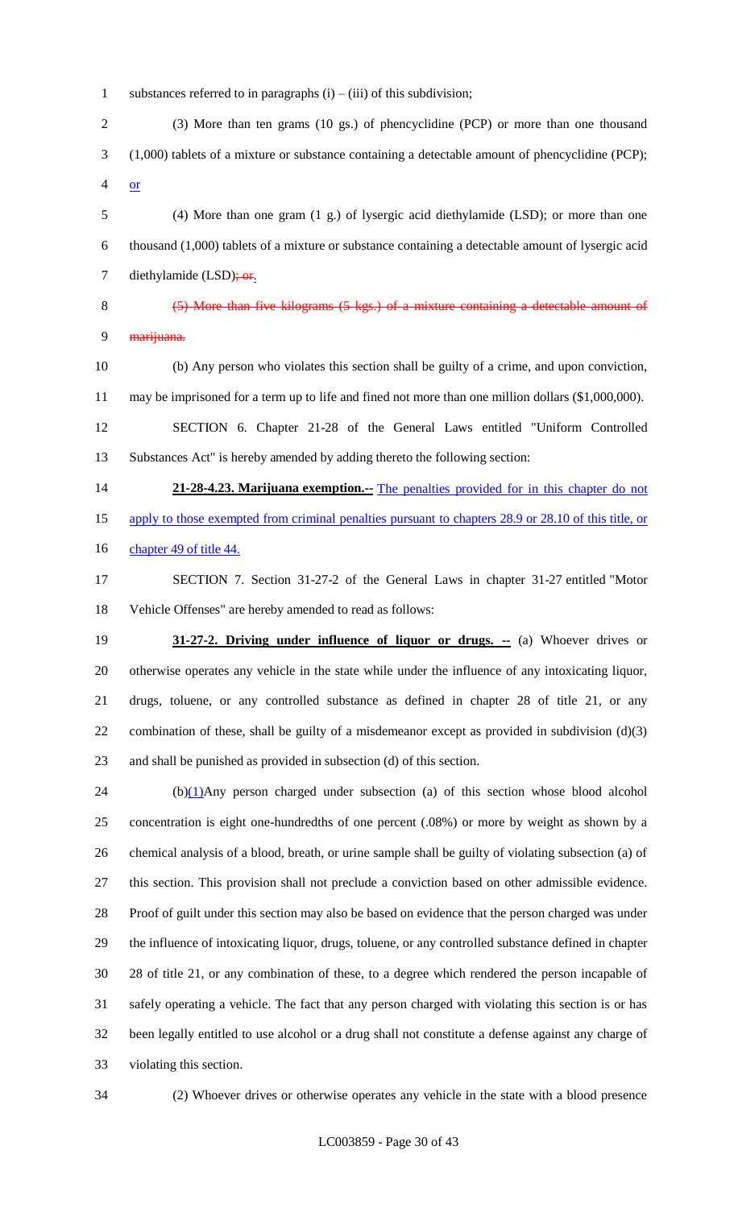substances referred to in paragraphs (i) – (iii) of this subdivision;

(3) More than ten grams (10 gs.) of phencyclidine (PCP) or more than one thousand (1,000) tablets of a mixture or substance containing a detectable amount of phencyclidine (PCP); or

(4) More than one gram (1 g.) of lysergic acid diethylamide (LSD); or more than one thousand (1,000) tablets of a mixture or substance containing a detectable amount of lysergic acid diethylamide (LSD); or.

~~(5) More than five kilograms (5 kgs.) of a mixture containing a detectable amount of marijuana.~~

(b) Any person who violates this section shall be guilty of a crime, and upon conviction, may be imprisoned for a term up to life and fined not more than one million dollars ($1,000,000).

SECTION 6. Chapter 21-28 of the General Laws entitled "Uniform Controlled Substances Act" is hereby amended by adding thereto the following section:

**21-28-4.23. Marijuana exemption.--** The penalties provided for in this chapter do not apply to those exempted from criminal penalties pursuant to chapters 28.9 or 28.10 of this title, or chapter 49 of title 44.

SECTION 7. Section 31-27-2 of the General Laws in chapter 31-27 entitled "Motor Vehicle Offenses" are hereby amended to read as follows:

**31-27-2. Driving under influence of liquor or drugs. --** (a) Whoever drives or otherwise operates any vehicle in the state while under the influence of any intoxicating liquor, drugs, toluene, or any controlled substance as defined in chapter 28 of title 21, or any combination of these, shall be guilty of a misdemeanor except as provided in subdivision (d)(3) and shall be punished as provided in subsection (d) of this section.

(b)(1)Any person charged under subsection (a) of this section whose blood alcohol concentration is eight one-hundredths of one percent (.08%) or more by weight as shown by a chemical analysis of a blood, breath, or urine sample shall be guilty of violating subsection (a) of this section. This provision shall not preclude a conviction based on other admissible evidence. Proof of guilt under this section may also be based on evidence that the person charged was under the influence of intoxicating liquor, drugs, toluene, or any controlled substance defined in chapter 28 of title 21, or any combination of these, to a degree which rendered the person incapable of safely operating a vehicle. The fact that any person charged with violating this section is or has been legally entitled to use alcohol or a drug shall not constitute a defense against any charge of violating this section.

(2) Whoever drives or otherwise operates any vehicle in the state with a blood presence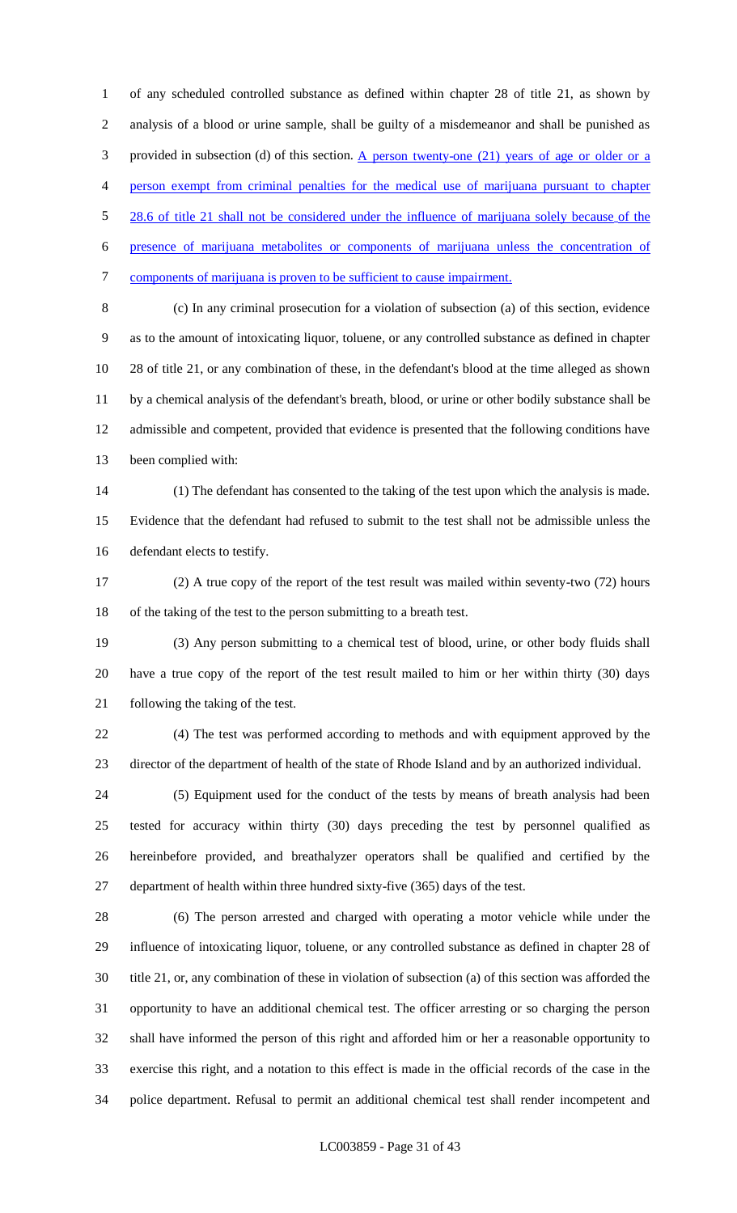of any scheduled controlled substance as defined within chapter 28 of title 21, as shown by analysis of a blood or urine sample, shall be guilty of a misdemeanor and shall be punished as provided in subsection (d) of this section. A person twenty-one (21) years of age or older or a person exempt from criminal penalties for the medical use of marijuana pursuant to chapter 28.6 of title 21 shall not be considered under the influence of marijuana solely because of the presence of marijuana metabolites or components of marijuana unless the concentration of components of marijuana is proven to be sufficient to cause impairment.

(c) In any criminal prosecution for a violation of subsection (a) of this section, evidence as to the amount of intoxicating liquor, toluene, or any controlled substance as defined in chapter 28 of title 21, or any combination of these, in the defendant's blood at the time alleged as shown by a chemical analysis of the defendant's breath, blood, or urine or other bodily substance shall be admissible and competent, provided that evidence is presented that the following conditions have been complied with:

(1) The defendant has consented to the taking of the test upon which the analysis is made. Evidence that the defendant had refused to submit to the test shall not be admissible unless the defendant elects to testify.

(2) A true copy of the report of the test result was mailed within seventy-two (72) hours of the taking of the test to the person submitting to a breath test.

(3) Any person submitting to a chemical test of blood, urine, or other body fluids shall have a true copy of the report of the test result mailed to him or her within thirty (30) days following the taking of the test.

(4) The test was performed according to methods and with equipment approved by the director of the department of health of the state of Rhode Island and by an authorized individual.

(5) Equipment used for the conduct of the tests by means of breath analysis had been tested for accuracy within thirty (30) days preceding the test by personnel qualified as hereinbefore provided, and breathalyzer operators shall be qualified and certified by the department of health within three hundred sixty-five (365) days of the test.

(6) The person arrested and charged with operating a motor vehicle while under the influence of intoxicating liquor, toluene, or any controlled substance as defined in chapter 28 of title 21, or, any combination of these in violation of subsection (a) of this section was afforded the opportunity to have an additional chemical test. The officer arresting or so charging the person shall have informed the person of this right and afforded him or her a reasonable opportunity to exercise this right, and a notation to this effect is made in the official records of the case in the police department. Refusal to permit an additional chemical test shall render incompetent and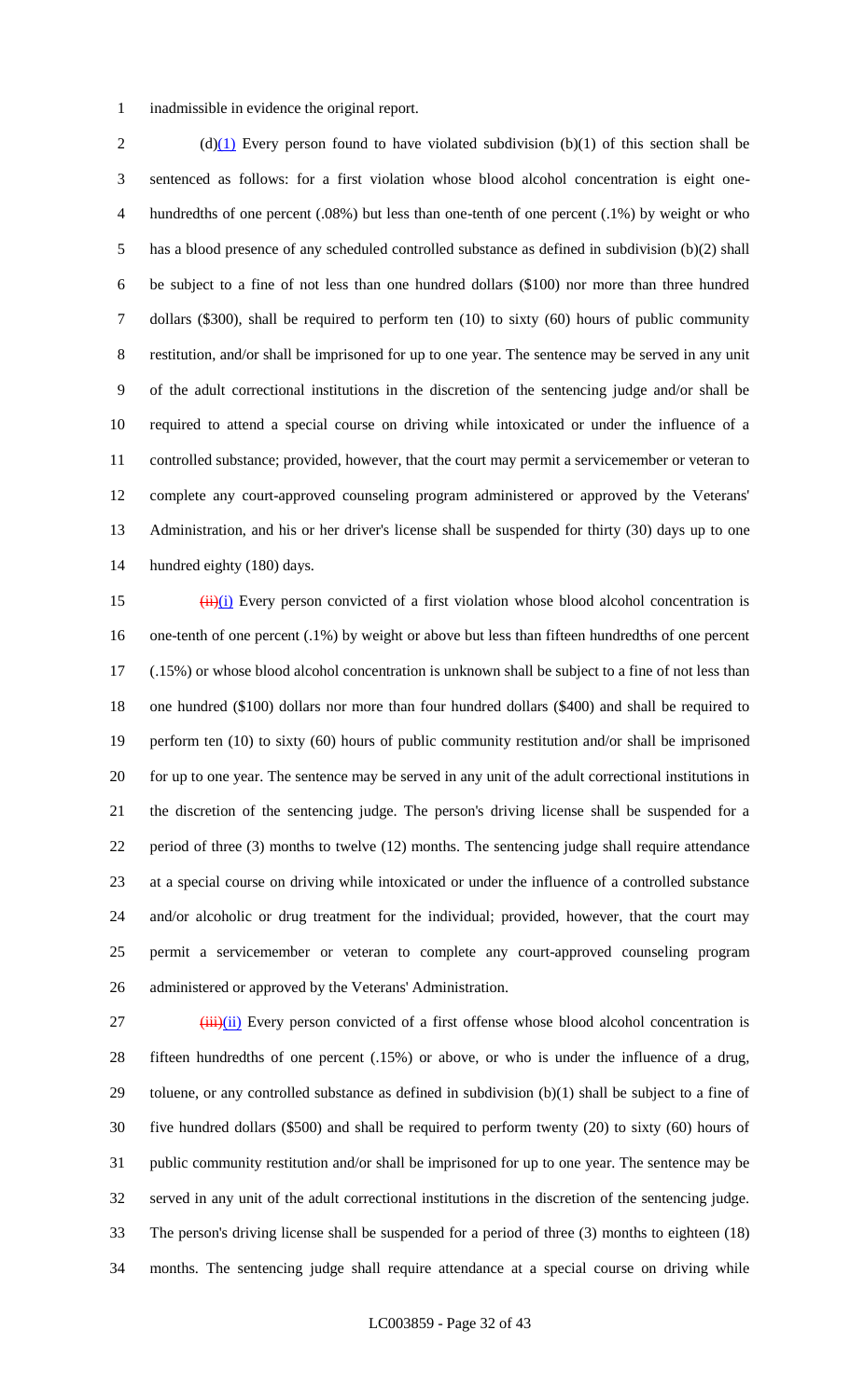inadmissible in evidence the original report.

(d)(1) Every person found to have violated subdivision (b)(1) of this section shall be sentenced as follows: for a first violation whose blood alcohol concentration is eight one-hundredths of one percent (.08%) but less than one-tenth of one percent (.1%) by weight or who has a blood presence of any scheduled controlled substance as defined in subdivision (b)(2) shall be subject to a fine of not less than one hundred dollars ($100) nor more than three hundred dollars ($300), shall be required to perform ten (10) to sixty (60) hours of public community restitution, and/or shall be imprisoned for up to one year. The sentence may be served in any unit of the adult correctional institutions in the discretion of the sentencing judge and/or shall be required to attend a special course on driving while intoxicated or under the influence of a controlled substance; provided, however, that the court may permit a servicemember or veteran to complete any court-approved counseling program administered or approved by the Veterans' Administration, and his or her driver's license shall be suspended for thirty (30) days up to one hundred eighty (180) days.

~~(ii)~~(i) Every person convicted of a first violation whose blood alcohol concentration is one-tenth of one percent (.1%) by weight or above but less than fifteen hundredths of one percent (.15%) or whose blood alcohol concentration is unknown shall be subject to a fine of not less than one hundred ($100) dollars nor more than four hundred dollars ($400) and shall be required to perform ten (10) to sixty (60) hours of public community restitution and/or shall be imprisoned for up to one year. The sentence may be served in any unit of the adult correctional institutions in the discretion of the sentencing judge. The person's driving license shall be suspended for a period of three (3) months to twelve (12) months. The sentencing judge shall require attendance at a special course on driving while intoxicated or under the influence of a controlled substance and/or alcoholic or drug treatment for the individual; provided, however, that the court may permit a servicemember or veteran to complete any court-approved counseling program administered or approved by the Veterans' Administration.

~~(iii)~~(ii) Every person convicted of a first offense whose blood alcohol concentration is fifteen hundredths of one percent (.15%) or above, or who is under the influence of a drug, toluene, or any controlled substance as defined in subdivision (b)(1) shall be subject to a fine of five hundred dollars ($500) and shall be required to perform twenty (20) to sixty (60) hours of public community restitution and/or shall be imprisoned for up to one year. The sentence may be served in any unit of the adult correctional institutions in the discretion of the sentencing judge. The person's driving license shall be suspended for a period of three (3) months to eighteen (18) months. The sentencing judge shall require attendance at a special course on driving while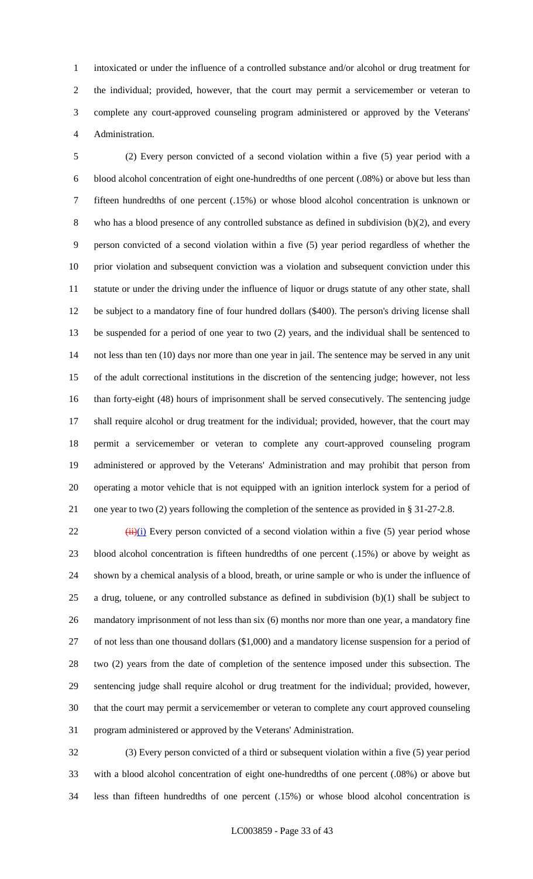intoxicated or under the influence of a controlled substance and/or alcohol or drug treatment for the individual; provided, however, that the court may permit a servicemember or veteran to complete any court-approved counseling program administered or approved by the Veterans' Administration.

(2) Every person convicted of a second violation within a five (5) year period with a blood alcohol concentration of eight one-hundredths of one percent (.08%) or above but less than fifteen hundredths of one percent (.15%) or whose blood alcohol concentration is unknown or who has a blood presence of any controlled substance as defined in subdivision (b)(2), and every person convicted of a second violation within a five (5) year period regardless of whether the prior violation and subsequent conviction was a violation and subsequent conviction under this statute or under the driving under the influence of liquor or drugs statute of any other state, shall be subject to a mandatory fine of four hundred dollars ($400). The person's driving license shall be suspended for a period of one year to two (2) years, and the individual shall be sentenced to not less than ten (10) days nor more than one year in jail. The sentence may be served in any unit of the adult correctional institutions in the discretion of the sentencing judge; however, not less than forty-eight (48) hours of imprisonment shall be served consecutively. The sentencing judge shall require alcohol or drug treatment for the individual; provided, however, that the court may permit a servicemember or veteran to complete any court-approved counseling program administered or approved by the Veterans' Administration and may prohibit that person from operating a motor vehicle that is not equipped with an ignition interlock system for a period of one year to two (2) years following the completion of the sentence as provided in § 31-27-2.8.

~~(ii)~~(i) Every person convicted of a second violation within a five (5) year period whose blood alcohol concentration is fifteen hundredths of one percent (.15%) or above by weight as shown by a chemical analysis of a blood, breath, or urine sample or who is under the influence of a drug, toluene, or any controlled substance as defined in subdivision (b)(1) shall be subject to mandatory imprisonment of not less than six (6) months nor more than one year, a mandatory fine of not less than one thousand dollars ($1,000) and a mandatory license suspension for a period of two (2) years from the date of completion of the sentence imposed under this subsection. The sentencing judge shall require alcohol or drug treatment for the individual; provided, however, that the court may permit a servicemember or veteran to complete any court approved counseling program administered or approved by the Veterans' Administration.

(3) Every person convicted of a third or subsequent violation within a five (5) year period with a blood alcohol concentration of eight one-hundredths of one percent (.08%) or above but less than fifteen hundredths of one percent (.15%) or whose blood alcohol concentration is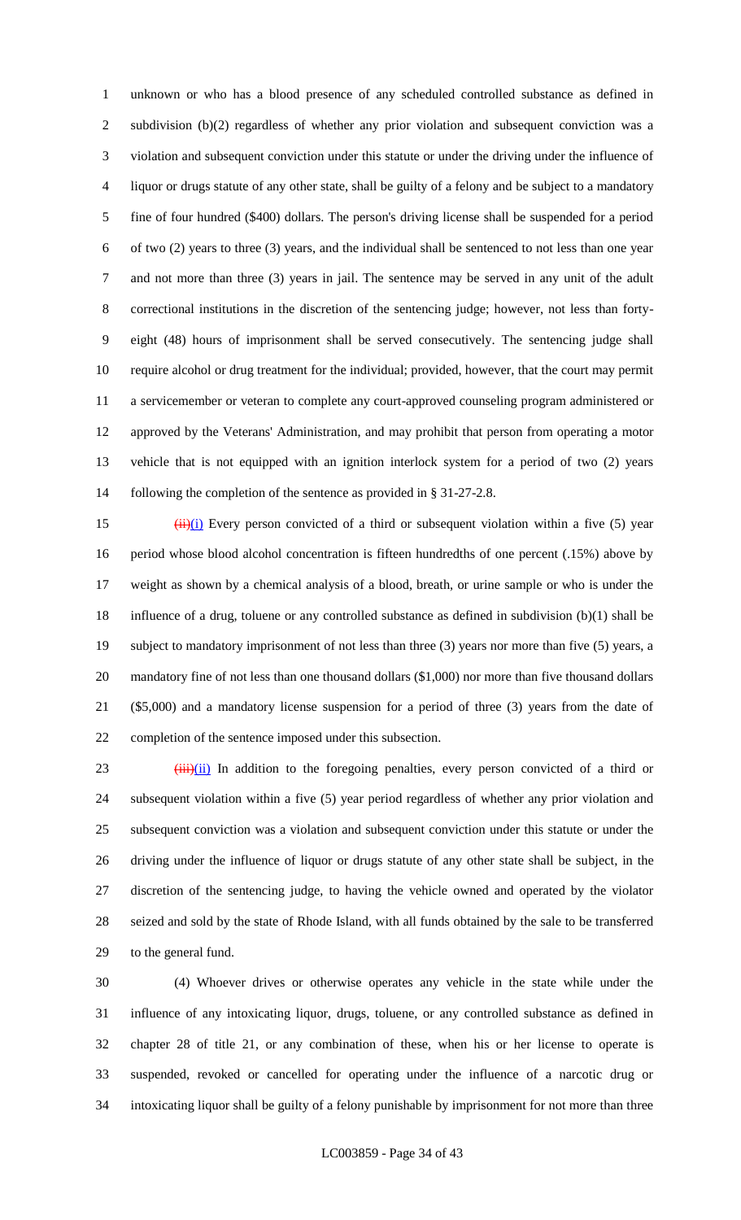unknown or who has a blood presence of any scheduled controlled substance as defined in subdivision (b)(2) regardless of whether any prior violation and subsequent conviction was a violation and subsequent conviction under this statute or under the driving under the influence of liquor or drugs statute of any other state, shall be guilty of a felony and be subject to a mandatory fine of four hundred ($400) dollars. The person's driving license shall be suspended for a period of two (2) years to three (3) years, and the individual shall be sentenced to not less than one year and not more than three (3) years in jail. The sentence may be served in any unit of the adult correctional institutions in the discretion of the sentencing judge; however, not less than forty-eight (48) hours of imprisonment shall be served consecutively. The sentencing judge shall require alcohol or drug treatment for the individual; provided, however, that the court may permit a servicemember or veteran to complete any court-approved counseling program administered or approved by the Veterans' Administration, and may prohibit that person from operating a motor vehicle that is not equipped with an ignition interlock system for a period of two (2) years following the completion of the sentence as provided in § 31-27-2.8.

~~(ii)~~(i) Every person convicted of a third or subsequent violation within a five (5) year period whose blood alcohol concentration is fifteen hundredths of one percent (.15%) above by weight as shown by a chemical analysis of a blood, breath, or urine sample or who is under the influence of a drug, toluene or any controlled substance as defined in subdivision (b)(1) shall be subject to mandatory imprisonment of not less than three (3) years nor more than five (5) years, a mandatory fine of not less than one thousand dollars ($1,000) nor more than five thousand dollars ($5,000) and a mandatory license suspension for a period of three (3) years from the date of completion of the sentence imposed under this subsection.

~~(iii)~~(ii) In addition to the foregoing penalties, every person convicted of a third or subsequent violation within a five (5) year period regardless of whether any prior violation and subsequent conviction was a violation and subsequent conviction under this statute or under the driving under the influence of liquor or drugs statute of any other state shall be subject, in the discretion of the sentencing judge, to having the vehicle owned and operated by the violator seized and sold by the state of Rhode Island, with all funds obtained by the sale to be transferred to the general fund.

(4) Whoever drives or otherwise operates any vehicle in the state while under the influence of any intoxicating liquor, drugs, toluene, or any controlled substance as defined in chapter 28 of title 21, or any combination of these, when his or her license to operate is suspended, revoked or cancelled for operating under the influence of a narcotic drug or intoxicating liquor shall be guilty of a felony punishable by imprisonment for not more than three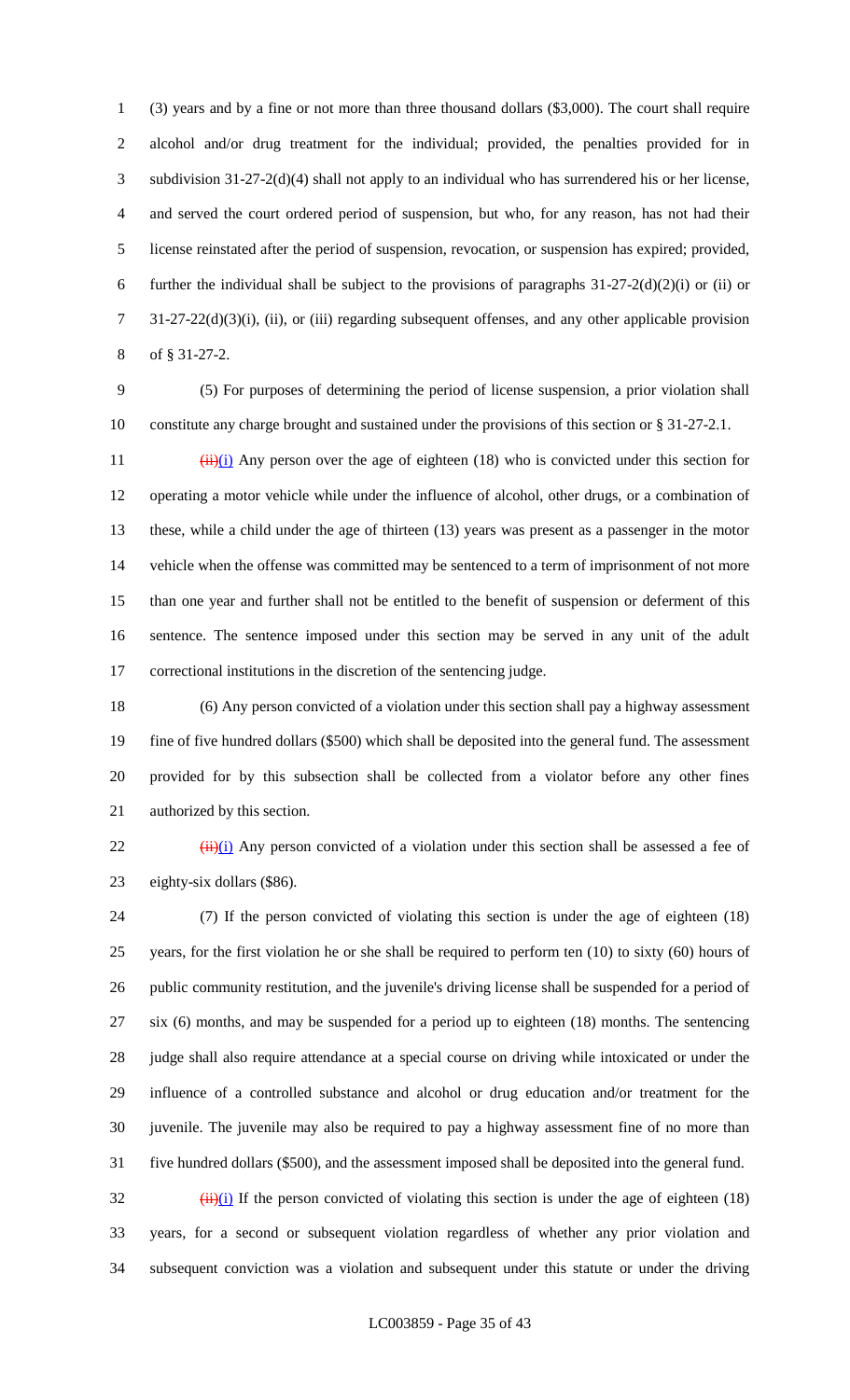(3) years and by a fine or not more than three thousand dollars ($3,000). The court shall require alcohol and/or drug treatment for the individual; provided, the penalties provided for in subdivision 31-27-2(d)(4) shall not apply to an individual who has surrendered his or her license, and served the court ordered period of suspension, but who, for any reason, has not had their license reinstated after the period of suspension, revocation, or suspension has expired; provided, further the individual shall be subject to the provisions of paragraphs 31-27-2(d)(2)(i) or (ii) or 31-27-22(d)(3)(i), (ii), or (iii) regarding subsequent offenses, and any other applicable provision of § 31-27-2.

(5) For purposes of determining the period of license suspension, a prior violation shall constitute any charge brought and sustained under the provisions of this section or § 31-27-2.1.

~~(ii)~~(i) Any person over the age of eighteen (18) who is convicted under this section for operating a motor vehicle while under the influence of alcohol, other drugs, or a combination of these, while a child under the age of thirteen (13) years was present as a passenger in the motor vehicle when the offense was committed may be sentenced to a term of imprisonment of not more than one year and further shall not be entitled to the benefit of suspension or deferment of this sentence. The sentence imposed under this section may be served in any unit of the adult correctional institutions in the discretion of the sentencing judge.

(6) Any person convicted of a violation under this section shall pay a highway assessment fine of five hundred dollars ($500) which shall be deposited into the general fund. The assessment provided for by this subsection shall be collected from a violator before any other fines authorized by this section.

~~(ii)~~(i) Any person convicted of a violation under this section shall be assessed a fee of eighty-six dollars ($86).

(7) If the person convicted of violating this section is under the age of eighteen (18) years, for the first violation he or she shall be required to perform ten (10) to sixty (60) hours of public community restitution, and the juvenile's driving license shall be suspended for a period of six (6) months, and may be suspended for a period up to eighteen (18) months. The sentencing judge shall also require attendance at a special course on driving while intoxicated or under the influence of a controlled substance and alcohol or drug education and/or treatment for the juvenile. The juvenile may also be required to pay a highway assessment fine of no more than five hundred dollars ($500), and the assessment imposed shall be deposited into the general fund.

~~(ii)~~(i) If the person convicted of violating this section is under the age of eighteen (18) years, for a second or subsequent violation regardless of whether any prior violation and subsequent conviction was a violation and subsequent under this statute or under the driving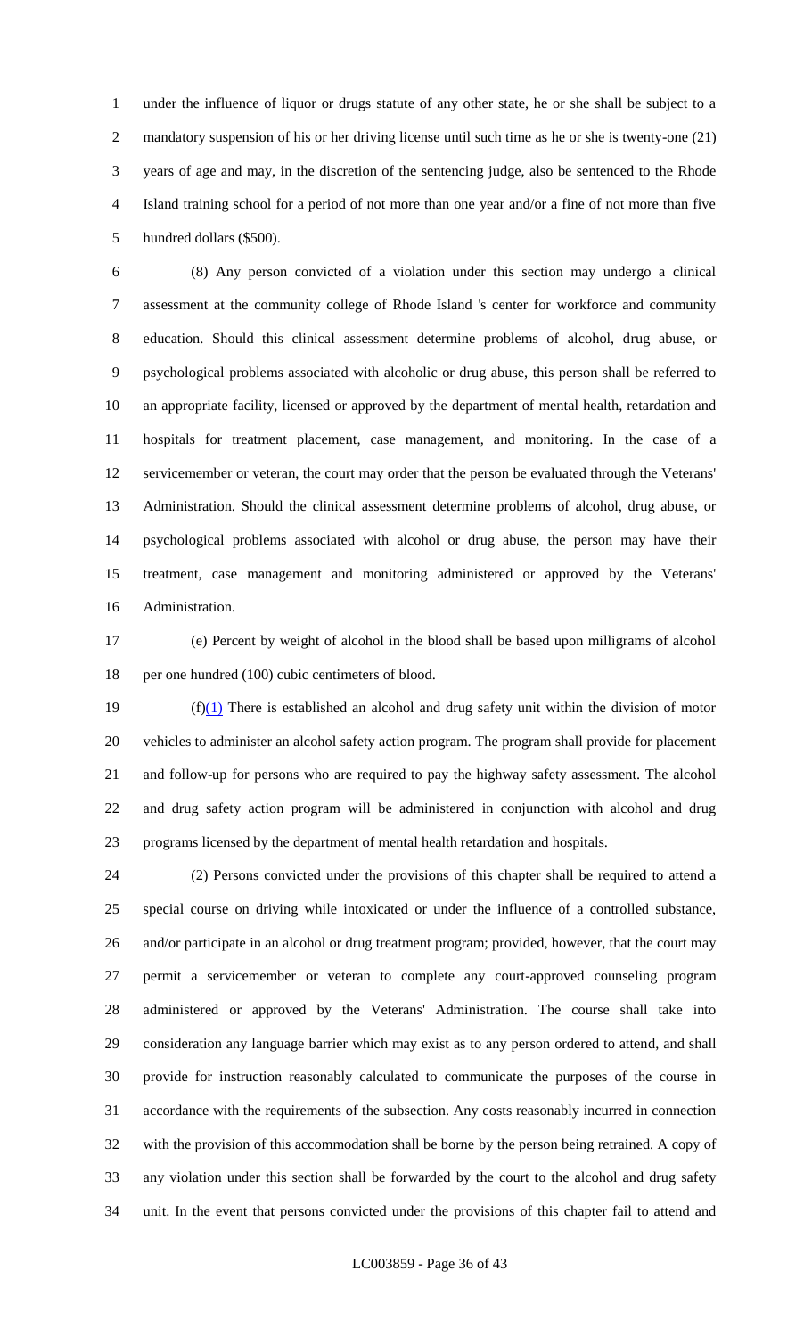under the influence of liquor or drugs statute of any other state, he or she shall be subject to a mandatory suspension of his or her driving license until such time as he or she is twenty-one (21) years of age and may, in the discretion of the sentencing judge, also be sentenced to the Rhode Island training school for a period of not more than one year and/or a fine of not more than five hundred dollars ($500).

(8) Any person convicted of a violation under this section may undergo a clinical assessment at the community college of Rhode Island 's center for workforce and community education. Should this clinical assessment determine problems of alcohol, drug abuse, or psychological problems associated with alcoholic or drug abuse, this person shall be referred to an appropriate facility, licensed or approved by the department of mental health, retardation and hospitals for treatment placement, case management, and monitoring. In the case of a servicemember or veteran, the court may order that the person be evaluated through the Veterans' Administration. Should the clinical assessment determine problems of alcohol, drug abuse, or psychological problems associated with alcohol or drug abuse, the person may have their treatment, case management and monitoring administered or approved by the Veterans' Administration.

(e) Percent by weight of alcohol in the blood shall be based upon milligrams of alcohol per one hundred (100) cubic centimeters of blood.

(f)(1) There is established an alcohol and drug safety unit within the division of motor vehicles to administer an alcohol safety action program. The program shall provide for placement and follow-up for persons who are required to pay the highway safety assessment. The alcohol and drug safety action program will be administered in conjunction with alcohol and drug programs licensed by the department of mental health retardation and hospitals.

(2) Persons convicted under the provisions of this chapter shall be required to attend a special course on driving while intoxicated or under the influence of a controlled substance, and/or participate in an alcohol or drug treatment program; provided, however, that the court may permit a servicemember or veteran to complete any court-approved counseling program administered or approved by the Veterans' Administration. The course shall take into consideration any language barrier which may exist as to any person ordered to attend, and shall provide for instruction reasonably calculated to communicate the purposes of the course in accordance with the requirements of the subsection. Any costs reasonably incurred in connection with the provision of this accommodation shall be borne by the person being retrained. A copy of any violation under this section shall be forwarded by the court to the alcohol and drug safety unit. In the event that persons convicted under the provisions of this chapter fail to attend and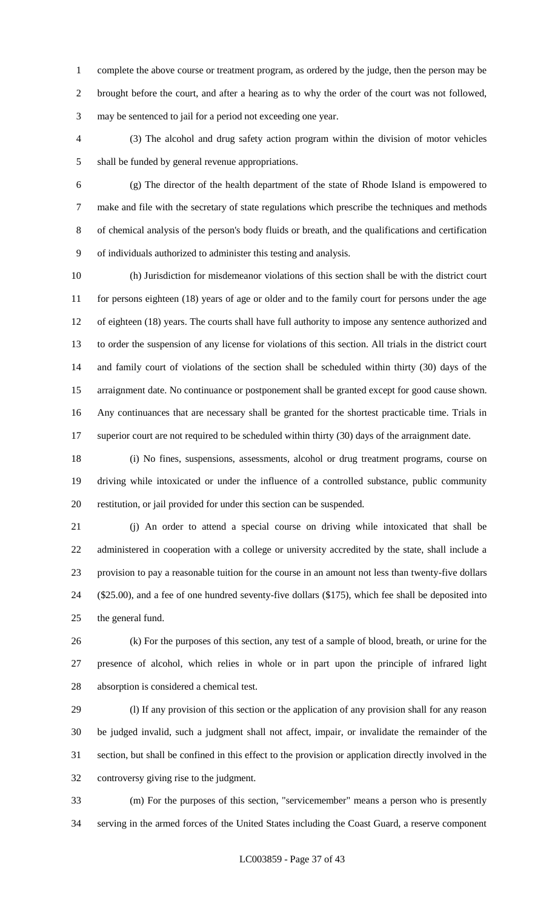complete the above course or treatment program, as ordered by the judge, then the person may be brought before the court, and after a hearing as to why the order of the court was not followed, may be sentenced to jail for a period not exceeding one year.

(3) The alcohol and drug safety action program within the division of motor vehicles shall be funded by general revenue appropriations.

(g) The director of the health department of the state of Rhode Island is empowered to make and file with the secretary of state regulations which prescribe the techniques and methods of chemical analysis of the person's body fluids or breath, and the qualifications and certification of individuals authorized to administer this testing and analysis.

(h) Jurisdiction for misdemeanor violations of this section shall be with the district court for persons eighteen (18) years of age or older and to the family court for persons under the age of eighteen (18) years. The courts shall have full authority to impose any sentence authorized and to order the suspension of any license for violations of this section. All trials in the district court and family court of violations of the section shall be scheduled within thirty (30) days of the arraignment date. No continuance or postponement shall be granted except for good cause shown. Any continuances that are necessary shall be granted for the shortest practicable time. Trials in superior court are not required to be scheduled within thirty (30) days of the arraignment date.

(i) No fines, suspensions, assessments, alcohol or drug treatment programs, course on driving while intoxicated or under the influence of a controlled substance, public community restitution, or jail provided for under this section can be suspended.

(j) An order to attend a special course on driving while intoxicated that shall be administered in cooperation with a college or university accredited by the state, shall include a provision to pay a reasonable tuition for the course in an amount not less than twenty-five dollars ($25.00), and a fee of one hundred seventy-five dollars ($175), which fee shall be deposited into the general fund.

(k) For the purposes of this section, any test of a sample of blood, breath, or urine for the presence of alcohol, which relies in whole or in part upon the principle of infrared light absorption is considered a chemical test.

(l) If any provision of this section or the application of any provision shall for any reason be judged invalid, such a judgment shall not affect, impair, or invalidate the remainder of the section, but shall be confined in this effect to the provision or application directly involved in the controversy giving rise to the judgment.

(m) For the purposes of this section, "servicemember" means a person who is presently serving in the armed forces of the United States including the Coast Guard, a reserve component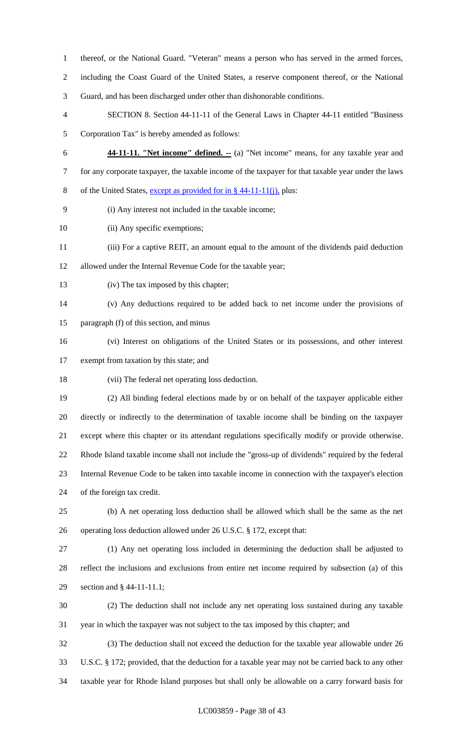thereof, or the National Guard. "Veteran" means a person who has served in the armed forces, including the Coast Guard of the United States, a reserve component thereof, or the National Guard, and has been discharged under other than dishonorable conditions.

SECTION 8. Section 44-11-11 of the General Laws in Chapter 44-11 entitled "Business Corporation Tax" is hereby amended as follows:

**44-11-11. "Net income" defined. --** (a) "Net income" means, for any taxable year and for any corporate taxpayer, the taxable income of the taxpayer for that taxable year under the laws of the United States, except as provided for in § 44-11-11(j), plus:

(i) Any interest not included in the taxable income;

(ii) Any specific exemptions;

(iii) For a captive REIT, an amount equal to the amount of the dividends paid deduction allowed under the Internal Revenue Code for the taxable year;

(iv) The tax imposed by this chapter;

(v) Any deductions required to be added back to net income under the provisions of paragraph (f) of this section, and minus

(vi) Interest on obligations of the United States or its possessions, and other interest exempt from taxation by this state; and

(vii) The federal net operating loss deduction.

(2) All binding federal elections made by or on behalf of the taxpayer applicable either directly or indirectly to the determination of taxable income shall be binding on the taxpayer except where this chapter or its attendant regulations specifically modify or provide otherwise. Rhode Island taxable income shall not include the "gross-up of dividends" required by the federal Internal Revenue Code to be taken into taxable income in connection with the taxpayer's election of the foreign tax credit.

(b) A net operating loss deduction shall be allowed which shall be the same as the net operating loss deduction allowed under 26 U.S.C. § 172, except that:

(1) Any net operating loss included in determining the deduction shall be adjusted to reflect the inclusions and exclusions from entire net income required by subsection (a) of this section and § 44-11-11.1;

(2) The deduction shall not include any net operating loss sustained during any taxable year in which the taxpayer was not subject to the tax imposed by this chapter; and

(3) The deduction shall not exceed the deduction for the taxable year allowable under 26 U.S.C. § 172; provided, that the deduction for a taxable year may not be carried back to any other taxable year for Rhode Island purposes but shall only be allowable on a carry forward basis for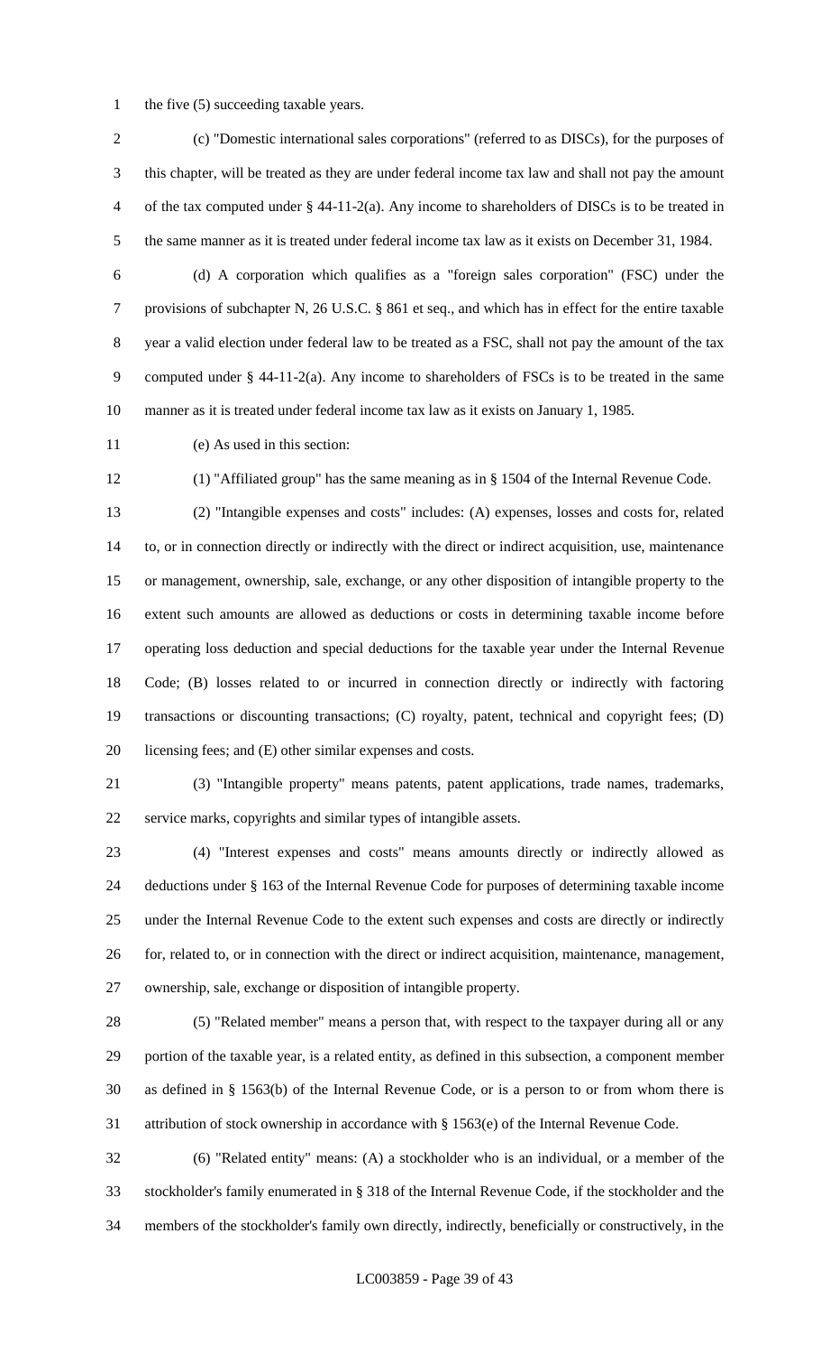the five (5) succeeding taxable years.

(c) "Domestic international sales corporations" (referred to as DISCs), for the purposes of this chapter, will be treated as they are under federal income tax law and shall not pay the amount of the tax computed under § 44-11-2(a). Any income to shareholders of DISCs is to be treated in the same manner as it is treated under federal income tax law as it exists on December 31, 1984.

(d) A corporation which qualifies as a "foreign sales corporation" (FSC) under the provisions of subchapter N, 26 U.S.C. § 861 et seq., and which has in effect for the entire taxable year a valid election under federal law to be treated as a FSC, shall not pay the amount of the tax computed under § 44-11-2(a). Any income to shareholders of FSCs is to be treated in the same manner as it is treated under federal income tax law as it exists on January 1, 1985.

(e) As used in this section:

(1) "Affiliated group" has the same meaning as in § 1504 of the Internal Revenue Code.

(2) "Intangible expenses and costs" includes: (A) expenses, losses and costs for, related to, or in connection directly or indirectly with the direct or indirect acquisition, use, maintenance or management, ownership, sale, exchange, or any other disposition of intangible property to the extent such amounts are allowed as deductions or costs in determining taxable income before operating loss deduction and special deductions for the taxable year under the Internal Revenue Code; (B) losses related to or incurred in connection directly or indirectly with factoring transactions or discounting transactions; (C) royalty, patent, technical and copyright fees; (D) licensing fees; and (E) other similar expenses and costs.

(3) "Intangible property" means patents, patent applications, trade names, trademarks, service marks, copyrights and similar types of intangible assets.

(4) "Interest expenses and costs" means amounts directly or indirectly allowed as deductions under § 163 of the Internal Revenue Code for purposes of determining taxable income under the Internal Revenue Code to the extent such expenses and costs are directly or indirectly for, related to, or in connection with the direct or indirect acquisition, maintenance, management, ownership, sale, exchange or disposition of intangible property.

(5) "Related member" means a person that, with respect to the taxpayer during all or any portion of the taxable year, is a related entity, as defined in this subsection, a component member as defined in § 1563(b) of the Internal Revenue Code, or is a person to or from whom there is attribution of stock ownership in accordance with § 1563(e) of the Internal Revenue Code.

(6) "Related entity" means: (A) a stockholder who is an individual, or a member of the stockholder's family enumerated in § 318 of the Internal Revenue Code, if the stockholder and the members of the stockholder's family own directly, indirectly, beneficially or constructively, in the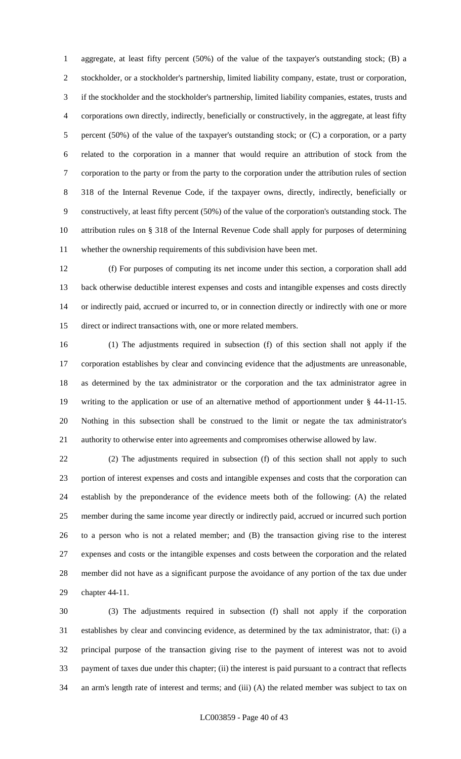aggregate, at least fifty percent (50%) of the value of the taxpayer's outstanding stock; (B) a stockholder, or a stockholder's partnership, limited liability company, estate, trust or corporation, if the stockholder and the stockholder's partnership, limited liability companies, estates, trusts and corporations own directly, indirectly, beneficially or constructively, in the aggregate, at least fifty percent (50%) of the value of the taxpayer's outstanding stock; or (C) a corporation, or a party related to the corporation in a manner that would require an attribution of stock from the corporation to the party or from the party to the corporation under the attribution rules of section 318 of the Internal Revenue Code, if the taxpayer owns, directly, indirectly, beneficially or constructively, at least fifty percent (50%) of the value of the corporation's outstanding stock. The attribution rules on § 318 of the Internal Revenue Code shall apply for purposes of determining whether the ownership requirements of this subdivision have been met.

(f) For purposes of computing its net income under this section, a corporation shall add back otherwise deductible interest expenses and costs and intangible expenses and costs directly or indirectly paid, accrued or incurred to, or in connection directly or indirectly with one or more direct or indirect transactions with, one or more related members.

(1) The adjustments required in subsection (f) of this section shall not apply if the corporation establishes by clear and convincing evidence that the adjustments are unreasonable, as determined by the tax administrator or the corporation and the tax administrator agree in writing to the application or use of an alternative method of apportionment under § 44-11-15. Nothing in this subsection shall be construed to the limit or negate the tax administrator's authority to otherwise enter into agreements and compromises otherwise allowed by law.

(2) The adjustments required in subsection (f) of this section shall not apply to such portion of interest expenses and costs and intangible expenses and costs that the corporation can establish by the preponderance of the evidence meets both of the following: (A) the related member during the same income year directly or indirectly paid, accrued or incurred such portion to a person who is not a related member; and (B) the transaction giving rise to the interest expenses and costs or the intangible expenses and costs between the corporation and the related member did not have as a significant purpose the avoidance of any portion of the tax due under chapter 44-11.

(3) The adjustments required in subsection (f) shall not apply if the corporation establishes by clear and convincing evidence, as determined by the tax administrator, that: (i) a principal purpose of the transaction giving rise to the payment of interest was not to avoid payment of taxes due under this chapter; (ii) the interest is paid pursuant to a contract that reflects an arm's length rate of interest and terms; and (iii) (A) the related member was subject to tax on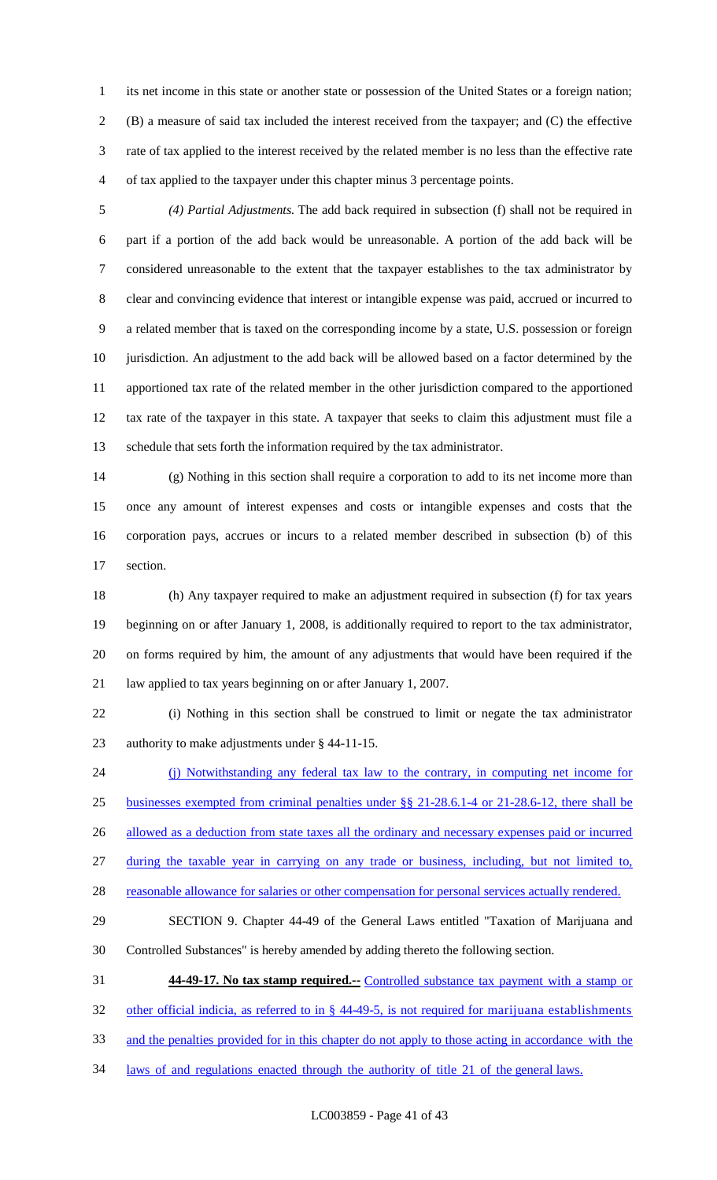its net income in this state or another state or possession of the United States or a foreign nation; (B) a measure of said tax included the interest received from the taxpayer; and (C) the effective rate of tax applied to the interest received by the related member is no less than the effective rate of tax applied to the taxpayer under this chapter minus 3 percentage points.

*(4) Partial Adjustments.* The add back required in subsection (f) shall not be required in part if a portion of the add back would be unreasonable. A portion of the add back will be considered unreasonable to the extent that the taxpayer establishes to the tax administrator by clear and convincing evidence that interest or intangible expense was paid, accrued or incurred to a related member that is taxed on the corresponding income by a state, U.S. possession or foreign jurisdiction. An adjustment to the add back will be allowed based on a factor determined by the apportioned tax rate of the related member in the other jurisdiction compared to the apportioned tax rate of the taxpayer in this state. A taxpayer that seeks to claim this adjustment must file a schedule that sets forth the information required by the tax administrator.

(g) Nothing in this section shall require a corporation to add to its net income more than once any amount of interest expenses and costs or intangible expenses and costs that the corporation pays, accrues or incurs to a related member described in subsection (b) of this section.

(h) Any taxpayer required to make an adjustment required in subsection (f) for tax years beginning on or after January 1, 2008, is additionally required to report to the tax administrator, on forms required by him, the amount of any adjustments that would have been required if the law applied to tax years beginning on or after January 1, 2007.

(i) Nothing in this section shall be construed to limit or negate the tax administrator authority to make adjustments under § 44-11-15.

(j) Notwithstanding any federal tax law to the contrary, in computing net income for businesses exempted from criminal penalties under §§ 21-28.6.1-4 or 21-28.6-12, there shall be allowed as a deduction from state taxes all the ordinary and necessary expenses paid or incurred during the taxable year in carrying on any trade or business, including, but not limited to, reasonable allowance for salaries or other compensation for personal services actually rendered.

SECTION 9. Chapter 44-49 of the General Laws entitled "Taxation of Marijuana and Controlled Substances" is hereby amended by adding thereto the following section.

**44-49-17. No tax stamp required.--** Controlled substance tax payment with a stamp or other official indicia, as referred to in § 44-49-5, is not required for marijuana establishments and the penalties provided for in this chapter do not apply to those acting in accordance with the laws of and regulations enacted through the authority of title 21 of the general laws.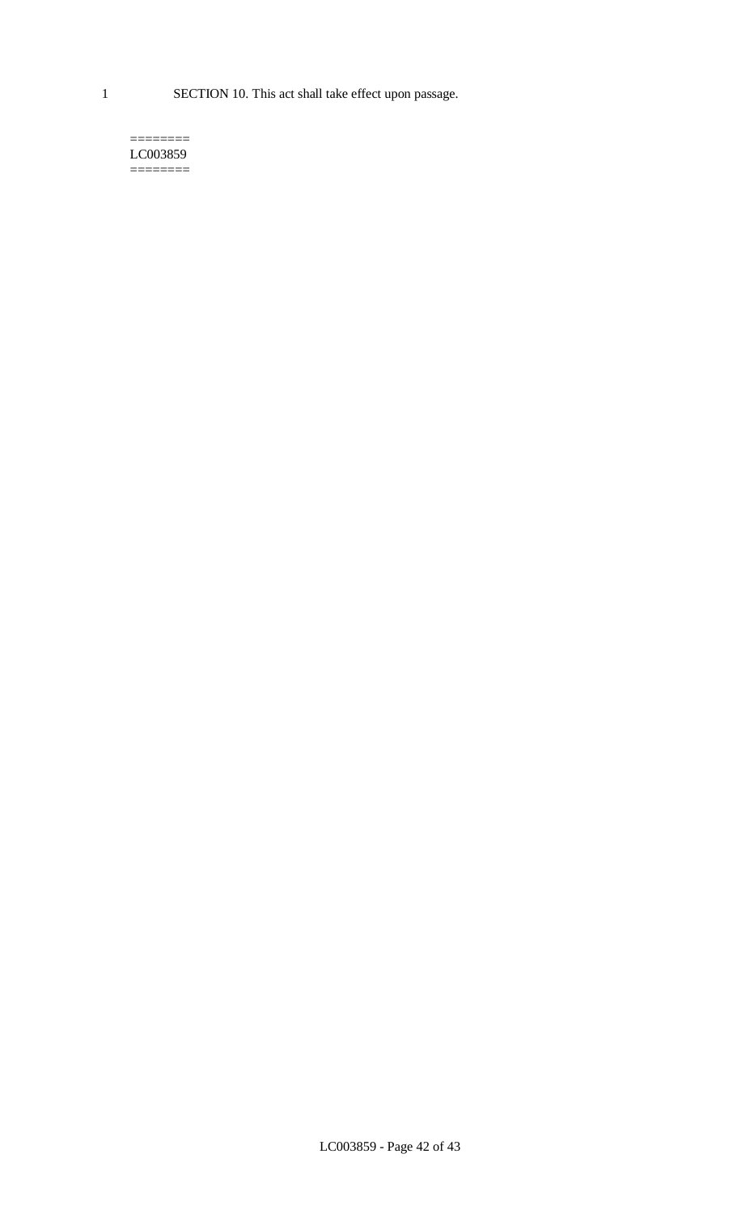1 SECTION 10. This act shall take effect upon passage.

========
LC003859
========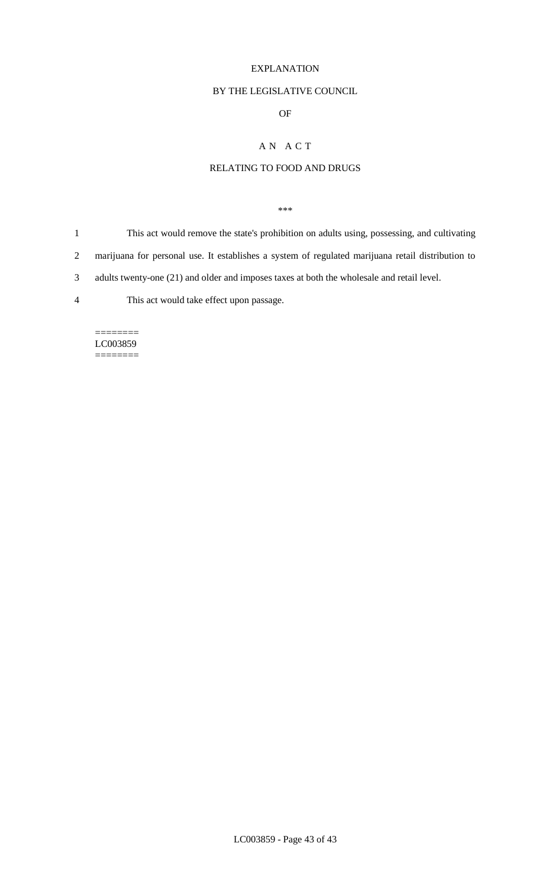EXPLANATION

BY THE LEGISLATIVE COUNCIL

OF

A N A C T

RELATING TO FOOD AND DRUGS

\*\*\*

1 This act would remove the state's prohibition on adults using, possessing, and cultivating
2 marijuana for personal use. It establishes a system of regulated marijuana retail distribution to
3 adults twenty-one (21) and older and imposes taxes at both the wholesale and retail level.
4 This act would take effect upon passage.

========
LC003859
========